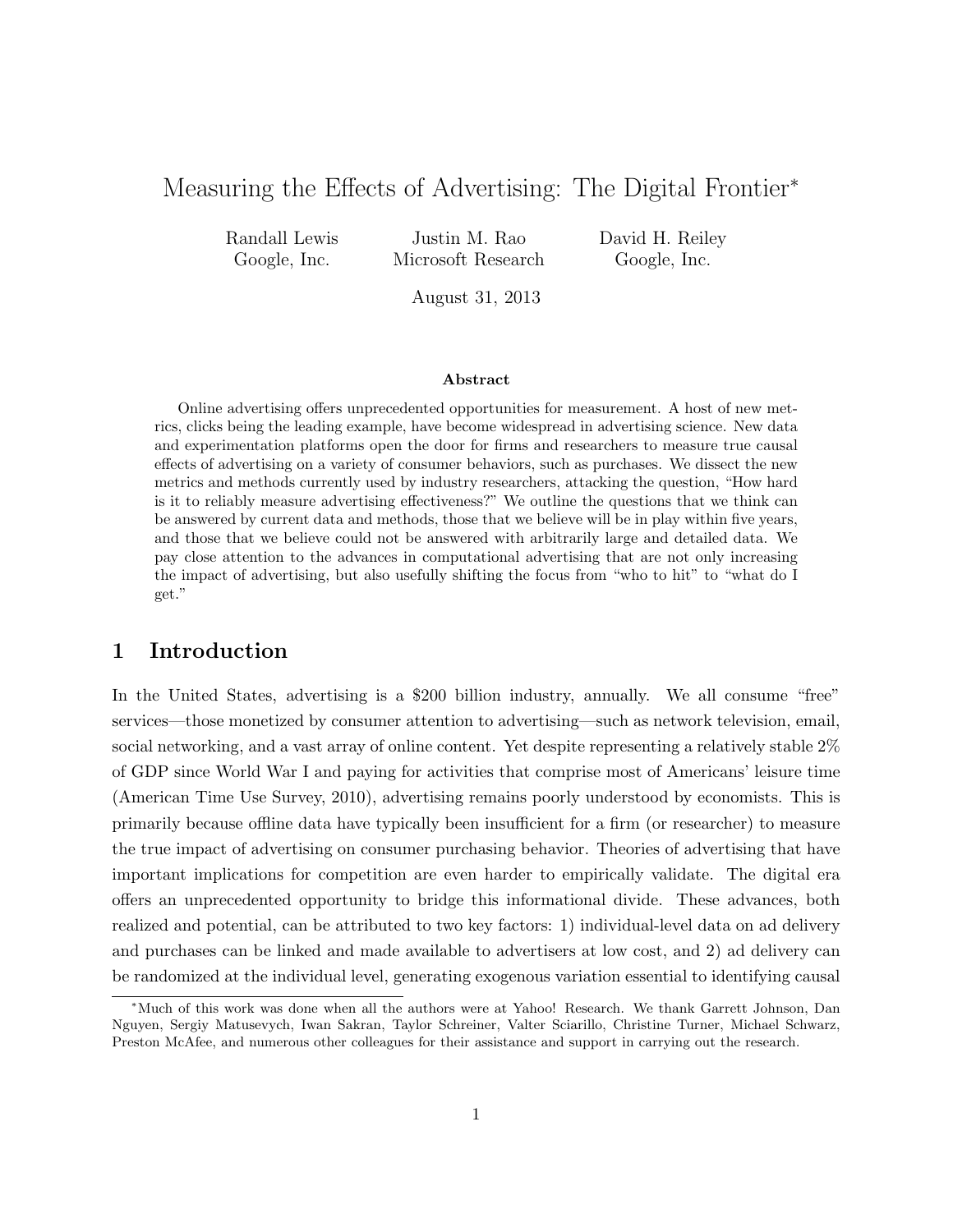# Measuring the Effects of Advertising: The Digital Frontier*

Randall Lewis
Google, Inc.

Justin M. Rao
Microsoft Research

David H. Reiley
Google, Inc.

August 31, 2013

### Abstract

Online advertising offers unprecedented opportunities for measurement. A host of new metrics, clicks being the leading example, have become widespread in advertising science. New data and experimentation platforms open the door for firms and researchers to measure true causal effects of advertising on a variety of consumer behaviors, such as purchases. We dissect the new metrics and methods currently used by industry researchers, attacking the question, "How hard is it to reliably measure advertising effectiveness?" We outline the questions that we think can be answered by current data and methods, those that we believe will be in play within five years, and those that we believe could not be answered with arbitrarily large and detailed data. We pay close attention to the advances in computational advertising that are not only increasing the impact of advertising, but also usefully shifting the focus from "who to hit" to "what do I get."

## 1 Introduction

In the United States, advertising is a $200 billion industry, annually. We all consume "free" services—those monetized by consumer attention to advertising—such as network television, email, social networking, and a vast array of online content. Yet despite representing a relatively stable 2% of GDP since World War I and paying for activities that comprise most of Americans' leisure time (American Time Use Survey, 2010), advertising remains poorly understood by economists. This is primarily because offline data have typically been insufficient for a firm (or researcher) to measure the true impact of advertising on consumer purchasing behavior. Theories of advertising that have important implications for competition are even harder to empirically validate. The digital era offers an unprecedented opportunity to bridge this informational divide. These advances, both realized and potential, can be attributed to two key factors: 1) individual-level data on ad delivery and purchases can be linked and made available to advertisers at low cost, and 2) ad delivery can be randomized at the individual level, generating exogenous variation essential to identifying causal

*Much of this work was done when all the authors were at Yahoo! Research. We thank Garrett Johnson, Dan Nguyen, Sergiy Matusevych, Iwan Sakran, Taylor Schreiner, Valter Sciarillo, Christine Turner, Michael Schwarz, Preston McAfee, and numerous other colleagues for their assistance and support in carrying out the research.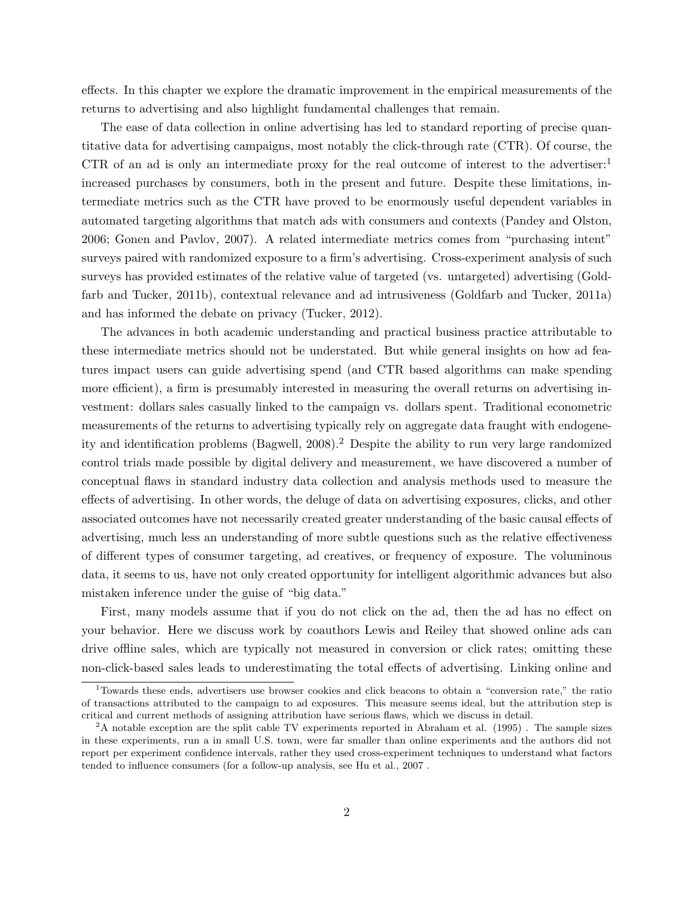effects. In this chapter we explore the dramatic improvement in the empirical measurements of the returns to advertising and also highlight fundamental challenges that remain.

The ease of data collection in online advertising has led to standard reporting of precise quantitative data for advertising campaigns, most notably the click-through rate (CTR). Of course, the CTR of an ad is only an intermediate proxy for the real outcome of interest to the advertiser:[1] increased purchases by consumers, both in the present and future. Despite these limitations, intermediate metrics such as the CTR have proved to be enormously useful dependent variables in automated targeting algorithms that match ads with consumers and contexts (Pandey and Olston, 2006; Gonen and Pavlov, 2007). A related intermediate metrics comes from "purchasing intent" surveys paired with randomized exposure to a firm's advertising. Cross-experiment analysis of such surveys has provided estimates of the relative value of targeted (vs. untargeted) advertising (Goldfarb and Tucker, 2011b), contextual relevance and ad intrusiveness (Goldfarb and Tucker, 2011a) and has informed the debate on privacy (Tucker, 2012).

The advances in both academic understanding and practical business practice attributable to these intermediate metrics should not be understated. But while general insights on how ad features impact users can guide advertising spend (and CTR based algorithms can make spending more efficient), a firm is presumably interested in measuring the overall returns on advertising investment: dollars sales casually linked to the campaign vs. dollars spent. Traditional econometric measurements of the returns to advertising typically rely on aggregate data fraught with endogeneity and identification problems (Bagwell, 2008).[2] Despite the ability to run very large randomized control trials made possible by digital delivery and measurement, we have discovered a number of conceptual flaws in standard industry data collection and analysis methods used to measure the effects of advertising. In other words, the deluge of data on advertising exposures, clicks, and other associated outcomes have not necessarily created greater understanding of the basic causal effects of advertising, much less an understanding of more subtle questions such as the relative effectiveness of different types of consumer targeting, ad creatives, or frequency of exposure. The voluminous data, it seems to us, have not only created opportunity for intelligent algorithmic advances but also mistaken inference under the guise of "big data."

First, many models assume that if you do not click on the ad, then the ad has no effect on your behavior. Here we discuss work by coauthors Lewis and Reiley that showed online ads can drive offline sales, which are typically not measured in conversion or click rates; omitting these non-click-based sales leads to underestimating the total effects of advertising. Linking online and

[1] Towards these ends, advertisers use browser cookies and click beacons to obtain a "conversion rate," the ratio of transactions attributed to the campaign to ad exposures. This measure seems ideal, but the attribution step is critical and current methods of assigning attribution have serious flaws, which we discuss in detail.

[2] A notable exception are the split cable TV experiments reported in Abraham et al. (1995) . The sample sizes in these experiments, run a in small U.S. town, were far smaller than online experiments and the authors did not report per experiment confidence intervals, rather they used cross-experiment techniques to understand what factors tended to influence consumers (for a follow-up analysis, see Hu et al., 2007 .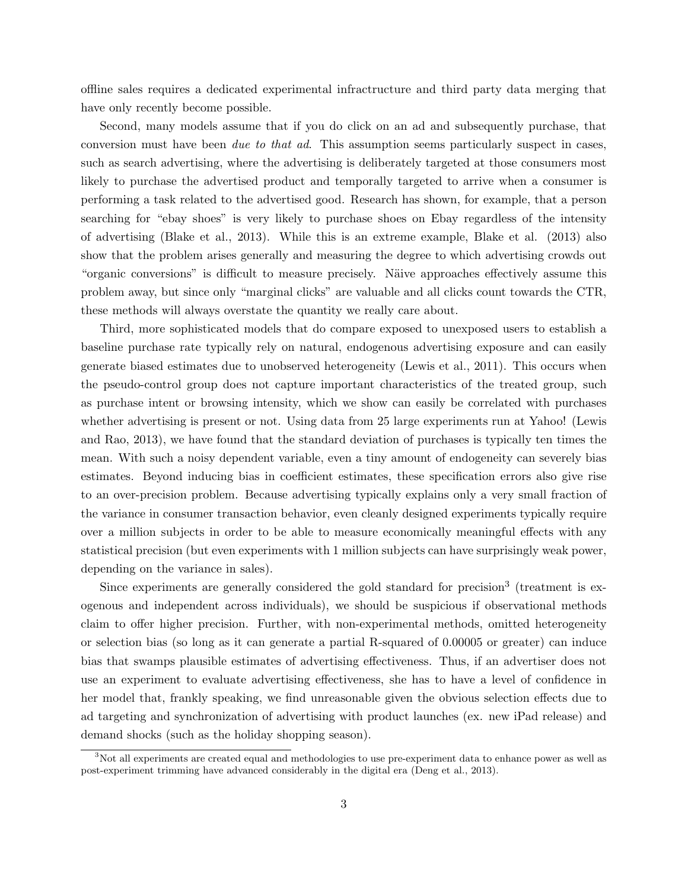offline sales requires a dedicated experimental infractructure and third party data merging that have only recently become possible.

Second, many models assume that if you do click on an ad and subsequently purchase, that conversion must have been *due to that ad*. This assumption seems particularly suspect in cases, such as search advertising, where the advertising is deliberately targeted at those consumers most likely to purchase the advertised product and temporally targeted to arrive when a consumer is performing a task related to the advertised good. Research has shown, for example, that a person searching for "ebay shoes" is very likely to purchase shoes on Ebay regardless of the intensity of advertising (Blake et al., 2013). While this is an extreme example, Blake et al. (2013) also show that the problem arises generally and measuring the degree to which advertising crowds out "organic conversions" is difficult to measure precisely. Näive approaches effectively assume this problem away, but since only "marginal clicks" are valuable and all clicks count towards the CTR, these methods will always overstate the quantity we really care about.

Third, more sophisticated models that do compare exposed to unexposed users to establish a baseline purchase rate typically rely on natural, endogenous advertising exposure and can easily generate biased estimates due to unobserved heterogeneity (Lewis et al., 2011). This occurs when the pseudo-control group does not capture important characteristics of the treated group, such as purchase intent or browsing intensity, which we show can easily be correlated with purchases whether advertising is present or not. Using data from 25 large experiments run at Yahoo! (Lewis and Rao, 2013), we have found that the standard deviation of purchases is typically ten times the mean. With such a noisy dependent variable, even a tiny amount of endogeneity can severely bias estimates. Beyond inducing bias in coefficient estimates, these specification errors also give rise to an over-precision problem. Because advertising typically explains only a very small fraction of the variance in consumer transaction behavior, even cleanly designed experiments typically require over a million subjects in order to be able to measure economically meaningful effects with any statistical precision (but even experiments with 1 million subjects can have surprisingly weak power, depending on the variance in sales).

Since experiments are generally considered the gold standard for precision[3] (treatment is exogenous and independent across individuals), we should be suspicious if observational methods claim to offer higher precision. Further, with non-experimental methods, omitted heterogeneity or selection bias (so long as it can generate a partial R-squared of 0.00005 or greater) can induce bias that swamps plausible estimates of advertising effectiveness. Thus, if an advertiser does not use an experiment to evaluate advertising effectiveness, she has to have a level of confidence in her model that, frankly speaking, we find unreasonable given the obvious selection effects due to ad targeting and synchronization of advertising with product launches (ex. new iPad release) and demand shocks (such as the holiday shopping season).

[3]Not all experiments are created equal and methodologies to use pre-experiment data to enhance power as well as post-experiment trimming have advanced considerably in the digital era (Deng et al., 2013).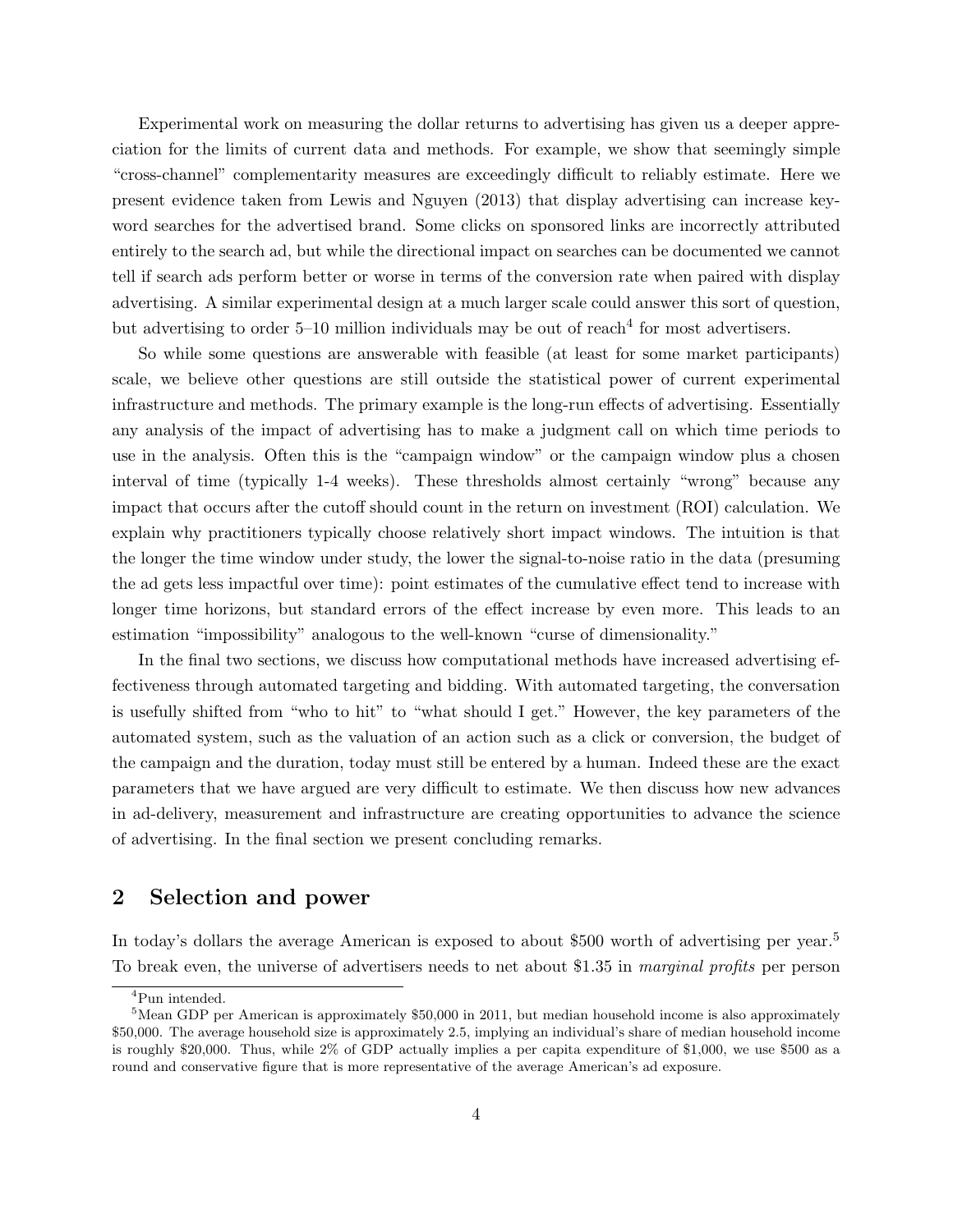Experimental work on measuring the dollar returns to advertising has given us a deeper appreciation for the limits of current data and methods. For example, we show that seemingly simple "cross-channel" complementarity measures are exceedingly difficult to reliably estimate. Here we present evidence taken from Lewis and Nguyen (2013) that display advertising can increase keyword searches for the advertised brand. Some clicks on sponsored links are incorrectly attributed entirely to the search ad, but while the directional impact on searches can be documented we cannot tell if search ads perform better or worse in terms of the conversion rate when paired with display advertising. A similar experimental design at a much larger scale could answer this sort of question, but advertising to order 5–10 million individuals may be out of reach[4] for most advertisers.

So while some questions are answerable with feasible (at least for some market participants) scale, we believe other questions are still outside the statistical power of current experimental infrastructure and methods. The primary example is the long-run effects of advertising. Essentially any analysis of the impact of advertising has to make a judgment call on which time periods to use in the analysis. Often this is the "campaign window" or the campaign window plus a chosen interval of time (typically 1-4 weeks). These thresholds almost certainly "wrong" because any impact that occurs after the cutoff should count in the return on investment (ROI) calculation. We explain why practitioners typically choose relatively short impact windows. The intuition is that the longer the time window under study, the lower the signal-to-noise ratio in the data (presuming the ad gets less impactful over time): point estimates of the cumulative effect tend to increase with longer time horizons, but standard errors of the effect increase by even more. This leads to an estimation "impossibility" analogous to the well-known "curse of dimensionality."

In the final two sections, we discuss how computational methods have increased advertising effectiveness through automated targeting and bidding. With automated targeting, the conversation is usefully shifted from "who to hit" to "what should I get." However, the key parameters of the automated system, such as the valuation of an action such as a click or conversion, the budget of the campaign and the duration, today must still be entered by a human. Indeed these are the exact parameters that we have argued are very difficult to estimate. We then discuss how new advances in ad-delivery, measurement and infrastructure are creating opportunities to advance the science of advertising. In the final section we present concluding remarks.

## 2 Selection and power

In today's dollars the average American is exposed to about \$500 worth of advertising per year.[5] To break even, the universe of advertisers needs to net about \$1.35 in *marginal profits* per person

[4] Pun intended.

[5] Mean GDP per American is approximately \$50,000 in 2011, but median household income is also approximately \$50,000. The average household size is approximately 2.5, implying an individual's share of median household income is roughly \$20,000. Thus, while 2% of GDP actually implies a per capita expenditure of \$1,000, we use \$500 as a round and conservative figure that is more representative of the average American's ad exposure.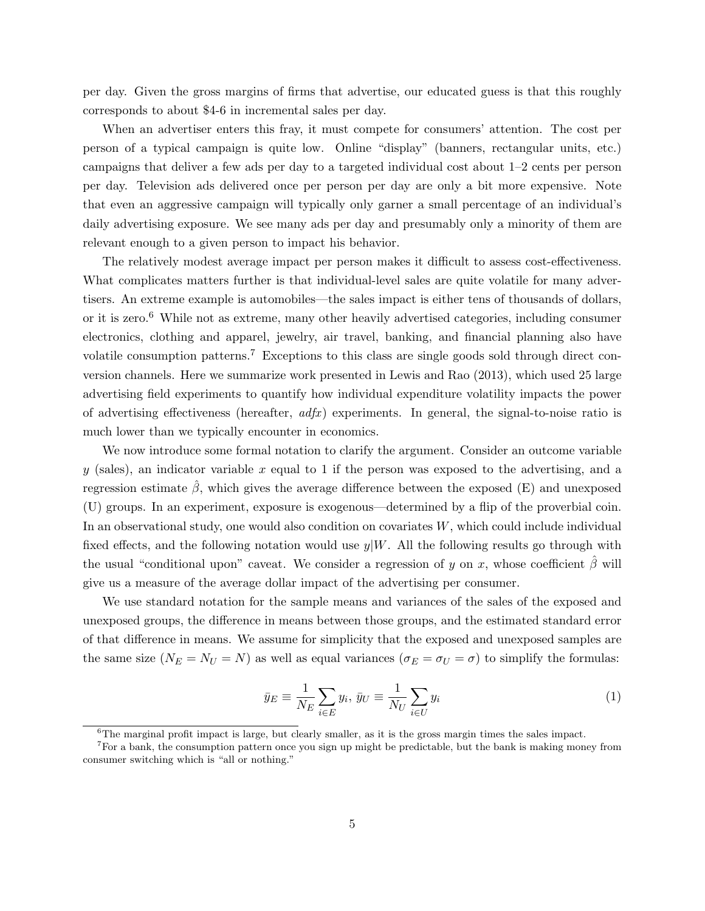per day. Given the gross margins of firms that advertise, our educated guess is that this roughly corresponds to about $4-6 in incremental sales per day.

When an advertiser enters this fray, it must compete for consumers' attention. The cost per person of a typical campaign is quite low. Online "display" (banners, rectangular units, etc.) campaigns that deliver a few ads per day to a targeted individual cost about 1–2 cents per person per day. Television ads delivered once per person per day are only a bit more expensive. Note that even an aggressive campaign will typically only garner a small percentage of an individual's daily advertising exposure. We see many ads per day and presumably only a minority of them are relevant enough to a given person to impact his behavior.

The relatively modest average impact per person makes it difficult to assess cost-effectiveness. What complicates matters further is that individual-level sales are quite volatile for many advertisers. An extreme example is automobiles—the sales impact is either tens of thousands of dollars, or it is zero.[6] While not as extreme, many other heavily advertised categories, including consumer electronics, clothing and apparel, jewelry, air travel, banking, and financial planning also have volatile consumption patterns.[7] Exceptions to this class are single goods sold through direct conversion channels. Here we summarize work presented in Lewis and Rao (2013), which used 25 large advertising field experiments to quantify how individual expenditure volatility impacts the power of advertising effectiveness (hereafter, *adfx*) experiments. In general, the signal-to-noise ratio is much lower than we typically encounter in economics.

We now introduce some formal notation to clarify the argument. Consider an outcome variable $y$ (sales), an indicator variable $x$ equal to 1 if the person was exposed to the advertising, and a regression estimate $\hat{\beta}$, which gives the average difference between the exposed (E) and unexposed (U) groups. In an experiment, exposure is exogenous—determined by a flip of the proverbial coin. In an observational study, one would also condition on covariates $W$, which could include individual fixed effects, and the following notation would use $y|W$. All the following results go through with the usual "conditional upon" caveat. We consider a regression of $y$ on $x$, whose coefficient $\hat{\beta}$ will give us a measure of the average dollar impact of the advertising per consumer.

We use standard notation for the sample means and variances of the sales of the exposed and unexposed groups, the difference in means between those groups, and the estimated standard error of that difference in means. We assume for simplicity that the exposed and unexposed samples are the same size ($N_E = N_U = N$) as well as equal variances ($\sigma_E = \sigma_U = \sigma$) to simplify the formulas:

$$\bar{y}_E \equiv \frac{1}{N_E} \sum_{i \in E} y_i, \; \bar{y}_U \equiv \frac{1}{N_U} \sum_{i \in U} y_i \tag{1}$$

[6] The marginal profit impact is large, but clearly smaller, as it is the gross margin times the sales impact.

[7] For a bank, the consumption pattern once you sign up might be predictable, but the bank is making money from consumer switching which is "all or nothing."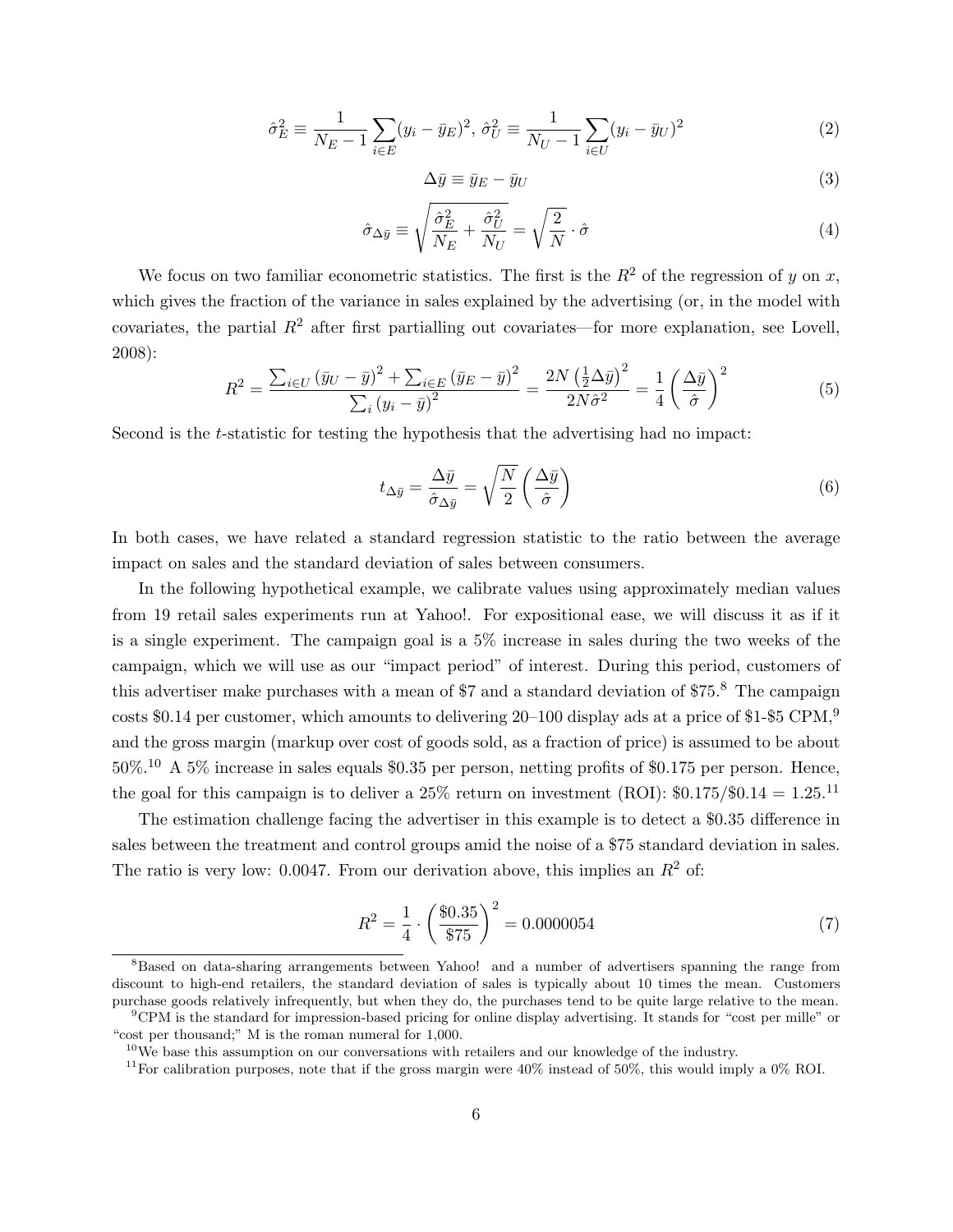$$\hat{\sigma}_E^2 \equiv \frac{1}{N_E - 1} \sum_{i \in E} (y_i - \bar{y}_E)^2, \; \hat{\sigma}_U^2 \equiv \frac{1}{N_U - 1} \sum_{i \in U} (y_i - \bar{y}_U)^2 \tag{2}$$

$$\Delta \bar{y} \equiv \bar{y}_E - \bar{y}_U \tag{3}$$

$$\hat{\sigma}_{\Delta \bar{y}} \equiv \sqrt{\frac{\hat{\sigma}_E^2}{N_E} + \frac{\hat{\sigma}_U^2}{N_U}} = \sqrt{\frac{2}{N}} \cdot \hat{\sigma} \tag{4}$$

We focus on two familiar econometric statistics. The first is the $R^2$ of the regression of $y$ on $x$, which gives the fraction of the variance in sales explained by the advertising (or, in the model with covariates, the partial $R^2$ after first partialling out covariates—for more explanation, see Lovell, 2008):

$$R^2 = \frac{\sum_{i \in U} (\bar{y}_U - \bar{y})^2 + \sum_{i \in E} (\bar{y}_E - \bar{y})^2}{\sum_i (y_i - \bar{y})^2} = \frac{2N \left(\frac{1}{2} \Delta \bar{y}\right)^2}{2N \hat{\sigma}^2} = \frac{1}{4} \left(\frac{\Delta \bar{y}}{\hat{\sigma}}\right)^2 \tag{5}$$

Second is the $t$-statistic for testing the hypothesis that the advertising had no impact:

$$t_{\Delta \bar{y}} = \frac{\Delta \bar{y}}{\hat{\sigma}_{\Delta \bar{y}}} = \sqrt{\frac{N}{2}} \left(\frac{\Delta \bar{y}}{\hat{\sigma}}\right) \tag{6}$$

In both cases, we have related a standard regression statistic to the ratio between the average impact on sales and the standard deviation of sales between consumers.

In the following hypothetical example, we calibrate values using approximately median values from 19 retail sales experiments run at Yahoo!. For expositional ease, we will discuss it as if it is a single experiment. The campaign goal is a 5% increase in sales during the two weeks of the campaign, which we will use as our "impact period" of interest. During this period, customers of this advertiser make purchases with a mean of \$7 and a standard deviation of \$75.[8] The campaign costs \$0.14 per customer, which amounts to delivering 20–100 display ads at a price of \$1-\$5 CPM,[9] and the gross margin (markup over cost of goods sold, as a fraction of price) is assumed to be about 50%.[10] A 5% increase in sales equals \$0.35 per person, netting profits of \$0.175 per person. Hence, the goal for this campaign is to deliver a 25% return on investment (ROI): \$0.175/\$0.14 = 1.25.[11]

The estimation challenge facing the advertiser in this example is to detect a \$0.35 difference in sales between the treatment and control groups amid the noise of a \$75 standard deviation in sales. The ratio is very low: 0.0047. From our derivation above, this implies an $R^2$ of:

$$R^2 = \frac{1}{4} \cdot \left(\frac{\$0.35}{\$75}\right)^2 = 0.0000054 \tag{7}$$

[8]Based on data-sharing arrangements between Yahoo! and a number of advertisers spanning the range from discount to high-end retailers, the standard deviation of sales is typically about 10 times the mean. Customers purchase goods relatively infrequently, but when they do, the purchases tend to be quite large relative to the mean.

[9]CPM is the standard for impression-based pricing for online display advertising. It stands for "cost per mille" or "cost per thousand;" M is the roman numeral for 1,000.

[10]We base this assumption on our conversations with retailers and our knowledge of the industry.

[11]For calibration purposes, note that if the gross margin were 40% instead of 50%, this would imply a 0% ROI.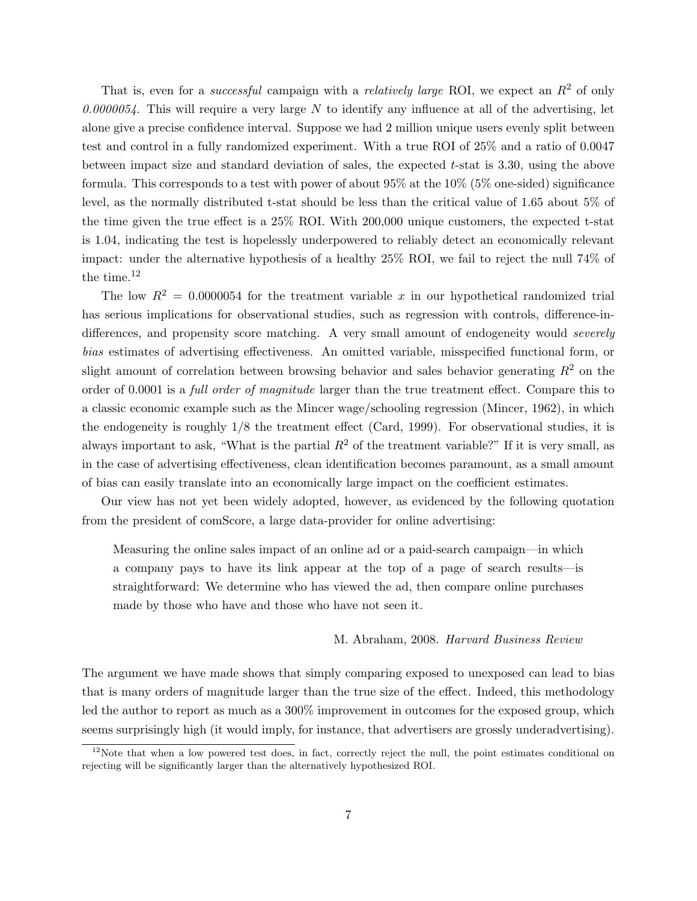That is, even for a *successful* campaign with a *relatively large* ROI, we expect an $R^2$ of only *0.0000054*. This will require a very large $N$ to identify any influence at all of the advertising, let alone give a precise confidence interval. Suppose we had 2 million unique users evenly split between test and control in a fully randomized experiment. With a true ROI of 25% and a ratio of 0.0047 between impact size and standard deviation of sales, the expected $t$-stat is 3.30, using the above formula. This corresponds to a test with power of about 95% at the 10% (5% one-sided) significance level, as the normally distributed t-stat should be less than the critical value of 1.65 about 5% of the time given the true effect is a 25% ROI. With 200,000 unique customers, the expected t-stat is 1.04, indicating the test is hopelessly underpowered to reliably detect an economically relevant impact: under the alternative hypothesis of a healthy 25% ROI, we fail to reject the null 74% of the time.[12]

The low $R^2 = 0.0000054$ for the treatment variable $x$ in our hypothetical randomized trial has serious implications for observational studies, such as regression with controls, difference-in-differences, and propensity score matching. A very small amount of endogeneity would *severely bias* estimates of advertising effectiveness. An omitted variable, misspecified functional form, or slight amount of correlation between browsing behavior and sales behavior generating $R^2$ on the order of 0.0001 is a *full order of magnitude* larger than the true treatment effect. Compare this to a classic economic example such as the Mincer wage/schooling regression (Mincer, 1962), in which the endogeneity is roughly 1/8 the treatment effect (Card, 1999). For observational studies, it is always important to ask, "What is the partial $R^2$ of the treatment variable?" If it is very small, as in the case of advertising effectiveness, clean identification becomes paramount, as a small amount of bias can easily translate into an economically large impact on the coefficient estimates.

Our view has not yet been widely adopted, however, as evidenced by the following quotation from the president of comScore, a large data-provider for online advertising:

> Measuring the online sales impact of an online ad or a paid-search campaign—in which a company pays to have its link appear at the top of a page of search results—is straightforward: We determine who has viewed the ad, then compare online purchases made by those who have and those who have not seen it.
>
> M. Abraham, 2008. *Harvard Business Review*

The argument we have made shows that simply comparing exposed to unexposed can lead to bias that is many orders of magnitude larger than the true size of the effect. Indeed, this methodology led the author to report as much as a 300% improvement in outcomes for the exposed group, which seems surprisingly high (it would imply, for instance, that advertisers are grossly underadvertising).

[12] Note that when a low powered test does, in fact, correctly reject the null, the point estimates conditional on rejecting will be significantly larger than the alternatively hypothesized ROI.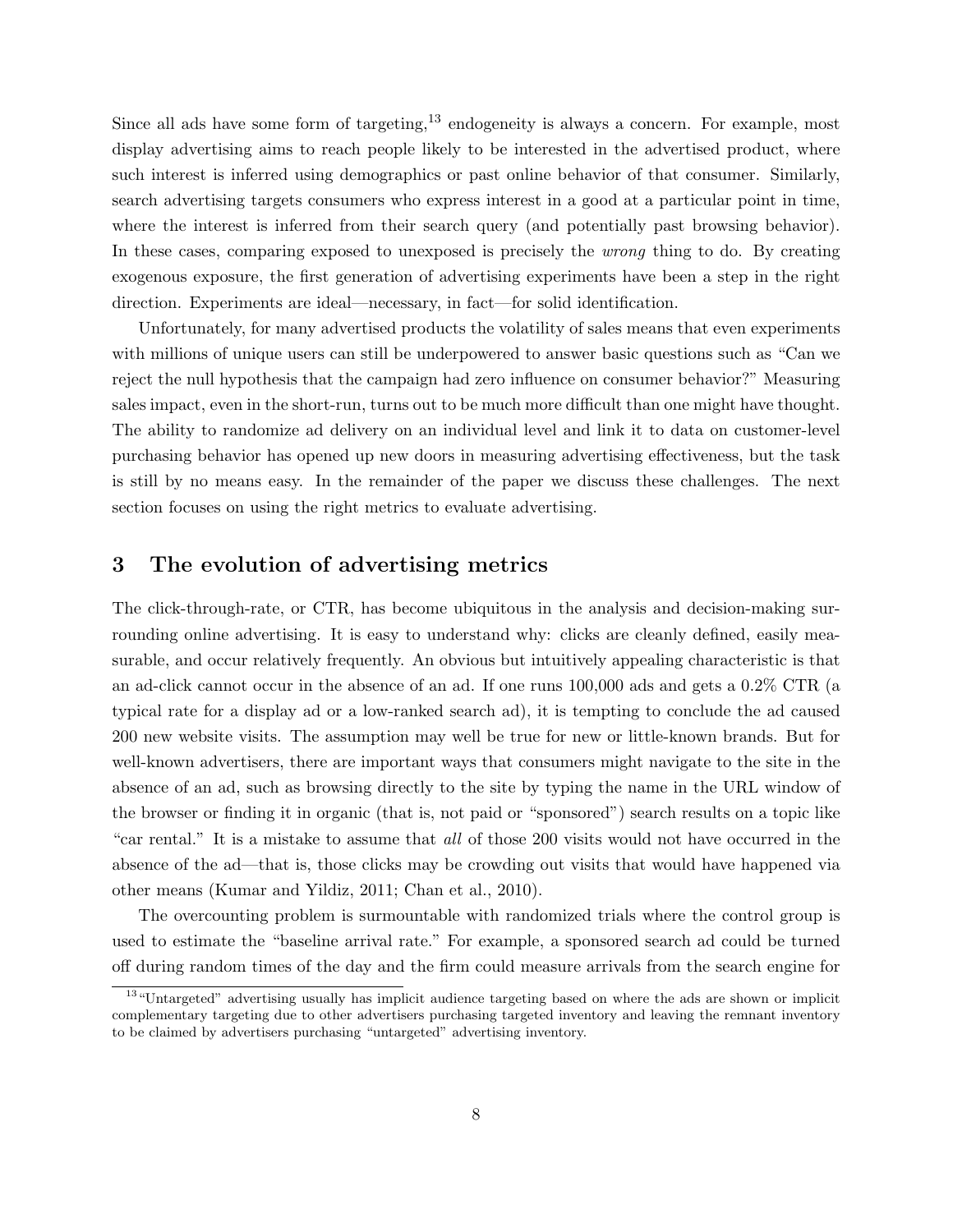Since all ads have some form of targeting,[13] endogeneity is always a concern. For example, most display advertising aims to reach people likely to be interested in the advertised product, where such interest is inferred using demographics or past online behavior of that consumer. Similarly, search advertising targets consumers who express interest in a good at a particular point in time, where the interest is inferred from their search query (and potentially past browsing behavior). In these cases, comparing exposed to unexposed is precisely the *wrong* thing to do. By creating exogenous exposure, the first generation of advertising experiments have been a step in the right direction. Experiments are ideal—necessary, in fact—for solid identification.

Unfortunately, for many advertised products the volatility of sales means that even experiments with millions of unique users can still be underpowered to answer basic questions such as "Can we reject the null hypothesis that the campaign had zero influence on consumer behavior?" Measuring sales impact, even in the short-run, turns out to be much more difficult than one might have thought. The ability to randomize ad delivery on an individual level and link it to data on customer-level purchasing behavior has opened up new doors in measuring advertising effectiveness, but the task is still by no means easy. In the remainder of the paper we discuss these challenges. The next section focuses on using the right metrics to evaluate advertising.

## 3 The evolution of advertising metrics

The click-through-rate, or CTR, has become ubiquitous in the analysis and decision-making surrounding online advertising. It is easy to understand why: clicks are cleanly defined, easily measurable, and occur relatively frequently. An obvious but intuitively appealing characteristic is that an ad-click cannot occur in the absence of an ad. If one runs 100,000 ads and gets a 0.2% CTR (a typical rate for a display ad or a low-ranked search ad), it is tempting to conclude the ad caused 200 new website visits. The assumption may well be true for new or little-known brands. But for well-known advertisers, there are important ways that consumers might navigate to the site in the absence of an ad, such as browsing directly to the site by typing the name in the URL window of the browser or finding it in organic (that is, not paid or "sponsored") search results on a topic like "car rental." It is a mistake to assume that *all* of those 200 visits would not have occurred in the absence of the ad—that is, those clicks may be crowding out visits that would have happened via other means (Kumar and Yildiz, 2011; Chan et al., 2010).

The overcounting problem is surmountable with randomized trials where the control group is used to estimate the "baseline arrival rate." For example, a sponsored search ad could be turned off during random times of the day and the firm could measure arrivals from the search engine for

[13] "Untargeted" advertising usually has implicit audience targeting based on where the ads are shown or implicit complementary targeting due to other advertisers purchasing targeted inventory and leaving the remnant inventory to be claimed by advertisers purchasing "untargeted" advertising inventory.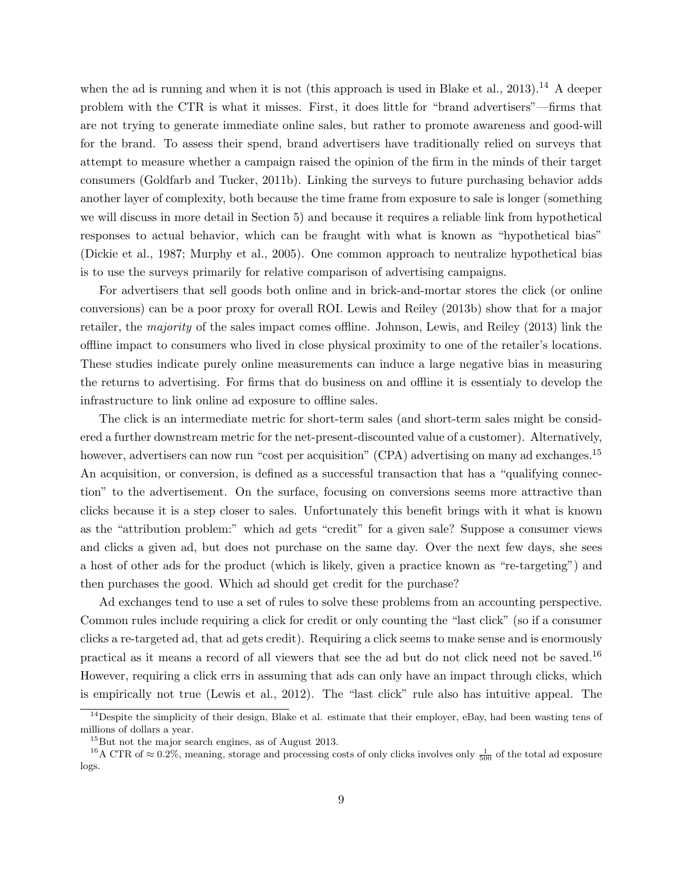when the ad is running and when it is not (this approach is used in Blake et al., 2013).[14] A deeper problem with the CTR is what it misses. First, it does little for "brand advertisers"—firms that are not trying to generate immediate online sales, but rather to promote awareness and good-will for the brand. To assess their spend, brand advertisers have traditionally relied on surveys that attempt to measure whether a campaign raised the opinion of the firm in the minds of their target consumers (Goldfarb and Tucker, 2011b). Linking the surveys to future purchasing behavior adds another layer of complexity, both because the time frame from exposure to sale is longer (something we will discuss in more detail in Section 5) and because it requires a reliable link from hypothetical responses to actual behavior, which can be fraught with what is known as "hypothetical bias" (Dickie et al., 1987; Murphy et al., 2005). One common approach to neutralize hypothetical bias is to use the surveys primarily for relative comparison of advertising campaigns.

For advertisers that sell goods both online and in brick-and-mortar stores the click (or online conversions) can be a poor proxy for overall ROI. Lewis and Reiley (2013b) show that for a major retailer, the *majority* of the sales impact comes offline. Johnson, Lewis, and Reiley (2013) link the offline impact to consumers who lived in close physical proximity to one of the retailer's locations. These studies indicate purely online measurements can induce a large negative bias in measuring the returns to advertising. For firms that do business on and offline it is essentialy to develop the infrastructure to link online ad exposure to offline sales.

The click is an intermediate metric for short-term sales (and short-term sales might be considered a further downstream metric for the net-present-discounted value of a customer). Alternatively, however, advertisers can now run "cost per acquisition" (CPA) advertising on many ad exchanges.[15] An acquisition, or conversion, is defined as a successful transaction that has a "qualifying connection" to the advertisement. On the surface, focusing on conversions seems more attractive than clicks because it is a step closer to sales. Unfortunately this benefit brings with it what is known as the "attribution problem:" which ad gets "credit" for a given sale? Suppose a consumer views and clicks a given ad, but does not purchase on the same day. Over the next few days, she sees a host of other ads for the product (which is likely, given a practice known as "re-targeting") and then purchases the good. Which ad should get credit for the purchase?

Ad exchanges tend to use a set of rules to solve these problems from an accounting perspective. Common rules include requiring a click for credit or only counting the "last click" (so if a consumer clicks a re-targeted ad, that ad gets credit). Requiring a click seems to make sense and is enormously practical as it means a record of all viewers that see the ad but do not click need not be saved.[16] However, requiring a click errs in assuming that ads can only have an impact through clicks, which is empirically not true (Lewis et al., 2012). The "last click" rule also has intuitive appeal. The

[14] Despite the simplicity of their design, Blake et al. estimate that their employer, eBay, had been wasting tens of millions of dollars a year.

[15] But not the major search engines, as of August 2013.

[16] A CTR of $\approx 0.2\%$, meaning, storage and processing costs of only clicks involves only $\frac{1}{500}$ of the total ad exposure logs.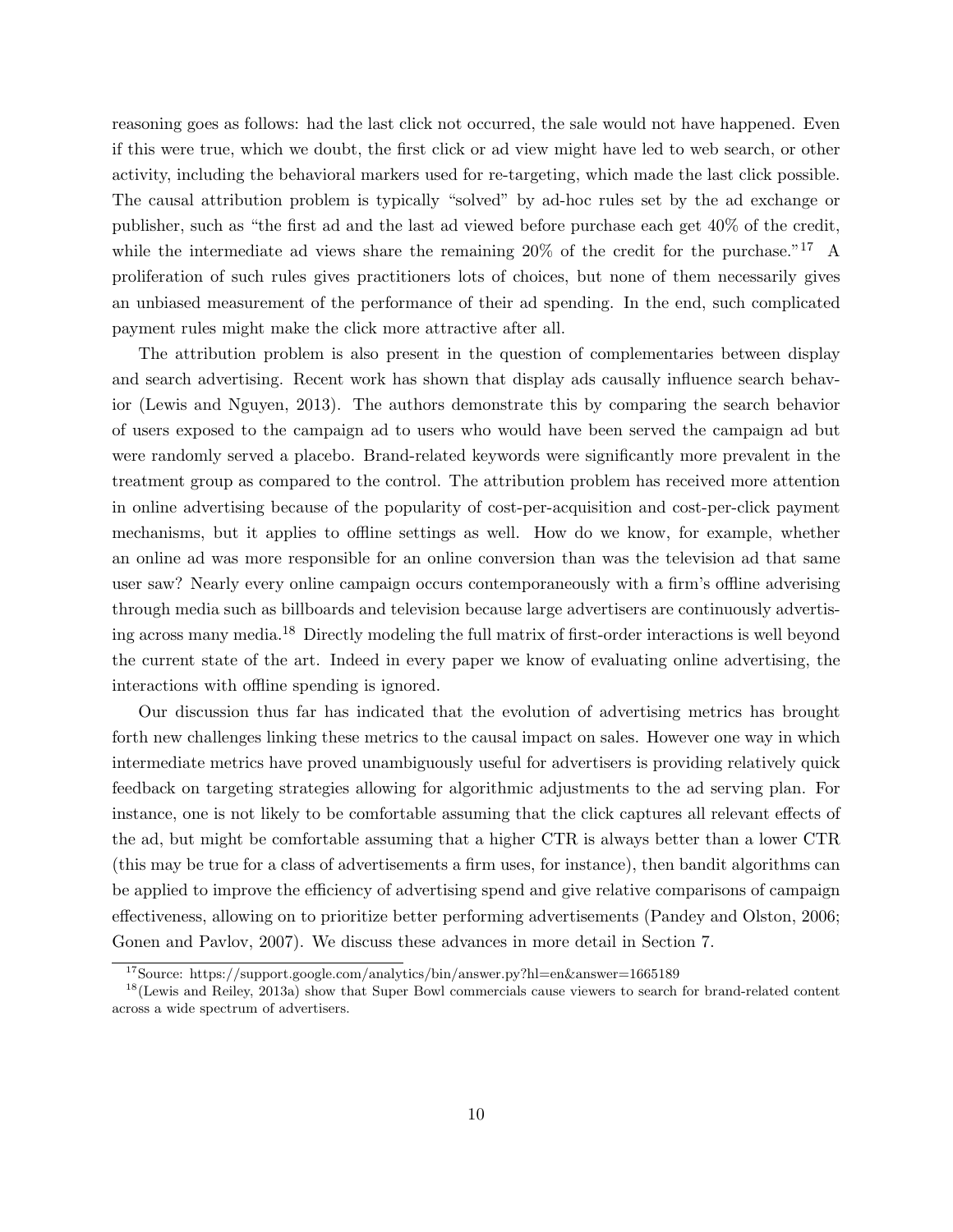reasoning goes as follows: had the last click not occurred, the sale would not have happened. Even if this were true, which we doubt, the first click or ad view might have led to web search, or other activity, including the behavioral markers used for re-targeting, which made the last click possible. The causal attribution problem is typically "solved" by ad-hoc rules set by the ad exchange or publisher, such as "the first ad and the last ad viewed before purchase each get 40% of the credit, while the intermediate ad views share the remaining 20% of the credit for the purchase."[17] A proliferation of such rules gives practitioners lots of choices, but none of them necessarily gives an unbiased measurement of the performance of their ad spending. In the end, such complicated payment rules might make the click more attractive after all.

The attribution problem is also present in the question of complementaries between display and search advertising. Recent work has shown that display ads causally influence search behavior (Lewis and Nguyen, 2013). The authors demonstrate this by comparing the search behavior of users exposed to the campaign ad to users who would have been served the campaign ad but were randomly served a placebo. Brand-related keywords were significantly more prevalent in the treatment group as compared to the control. The attribution problem has received more attention in online advertising because of the popularity of cost-per-acquisition and cost-per-click payment mechanisms, but it applies to offline settings as well. How do we know, for example, whether an online ad was more responsible for an online conversion than was the television ad that same user saw? Nearly every online campaign occurs contemporaneously with a firm's offline adverising through media such as billboards and television because large advertisers are continuously advertising across many media.[18] Directly modeling the full matrix of first-order interactions is well beyond the current state of the art. Indeed in every paper we know of evaluating online advertising, the interactions with offline spending is ignored.

Our discussion thus far has indicated that the evolution of advertising metrics has brought forth new challenges linking these metrics to the causal impact on sales. However one way in which intermediate metrics have proved unambiguously useful for advertisers is providing relatively quick feedback on targeting strategies allowing for algorithmic adjustments to the ad serving plan. For instance, one is not likely to be comfortable assuming that the click captures all relevant effects of the ad, but might be comfortable assuming that a higher CTR is always better than a lower CTR (this may be true for a class of advertisements a firm uses, for instance), then bandit algorithms can be applied to improve the efficiency of advertising spend and give relative comparisons of campaign effectiveness, allowing on to prioritize better performing advertisements (Pandey and Olston, 2006; Gonen and Pavlov, 2007). We discuss these advances in more detail in Section 7.

[17] Source: https://support.google.com/analytics/bin/answer.py?hl=en&answer=1665189

[18] (Lewis and Reiley, 2013a) show that Super Bowl commercials cause viewers to search for brand-related content across a wide spectrum of advertisers.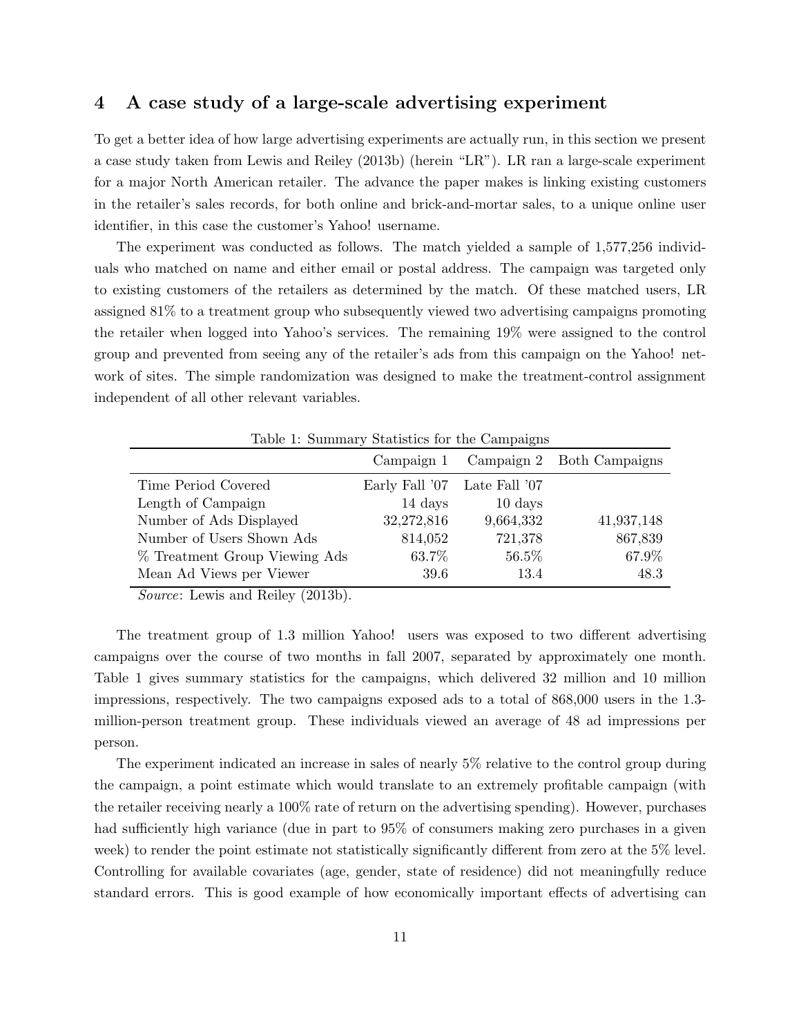## 4 A case study of a large-scale advertising experiment

To get a better idea of how large advertising experiments are actually run, in this section we present a case study taken from Lewis and Reiley (2013b) (herein "LR"). LR ran a large-scale experiment for a major North American retailer. The advance the paper makes is linking existing customers in the retailer's sales records, for both online and brick-and-mortar sales, to a unique online user identifier, in this case the customer's Yahoo! username.

The experiment was conducted as follows. The match yielded a sample of 1,577,256 individuals who matched on name and either email or postal address. The campaign was targeted only to existing customers of the retailers as determined by the match. Of these matched users, LR assigned 81% to a treatment group who subsequently viewed two advertising campaigns promoting the retailer when logged into Yahoo's services. The remaining 19% were assigned to the control group and prevented from seeing any of the retailer's ads from this campaign on the Yahoo! network of sites. The simple randomization was designed to make the treatment-control assignment independent of all other relevant variables.

Table 1: Summary Statistics for the Campaigns

| | Campaign 1 | Campaign 2 | Both Campaigns |
|---|---|---|---|
| Time Period Covered | Early Fall '07 | Late Fall '07 | |
| Length of Campaign | 14 days | 10 days | |
| Number of Ads Displayed | 32,272,816 | 9,664,332 | 41,937,148 |
| Number of Users Shown Ads | 814,052 | 721,378 | 867,839 |
| % Treatment Group Viewing Ads | 63.7% | 56.5% | 67.9% |
| Mean Ad Views per Viewer | 39.6 | 13.4 | 48.3 |

*Source*: Lewis and Reiley (2013b).

The treatment group of 1.3 million Yahoo! users was exposed to two different advertising campaigns over the course of two months in fall 2007, separated by approximately one month. Table 1 gives summary statistics for the campaigns, which delivered 32 million and 10 million impressions, respectively. The two campaigns exposed ads to a total of 868,000 users in the 1.3-million-person treatment group. These individuals viewed an average of 48 ad impressions per person.

The experiment indicated an increase in sales of nearly 5% relative to the control group during the campaign, a point estimate which would translate to an extremely profitable campaign (with the retailer receiving nearly a 100% rate of return on the advertising spending). However, purchases had sufficiently high variance (due in part to 95% of consumers making zero purchases in a given week) to render the point estimate not statistically significantly different from zero at the 5% level. Controlling for available covariates (age, gender, state of residence) did not meaningfully reduce standard errors. This is good example of how economically important effects of advertising can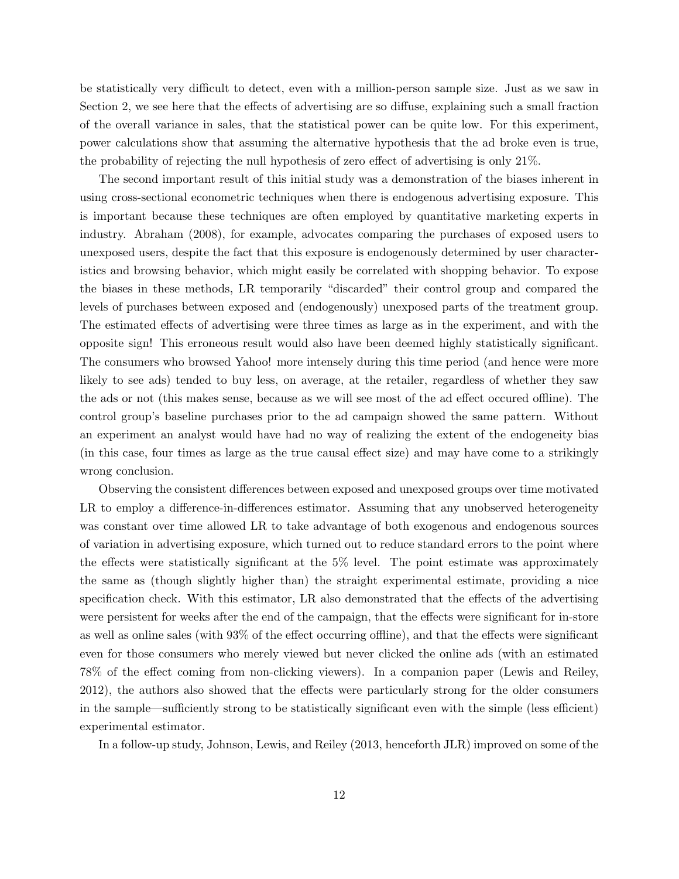be statistically very difficult to detect, even with a million-person sample size. Just as we saw in Section 2, we see here that the effects of advertising are so diffuse, explaining such a small fraction of the overall variance in sales, that the statistical power can be quite low. For this experiment, power calculations show that assuming the alternative hypothesis that the ad broke even is true, the probability of rejecting the null hypothesis of zero effect of advertising is only 21%.

The second important result of this initial study was a demonstration of the biases inherent in using cross-sectional econometric techniques when there is endogenous advertising exposure. This is important because these techniques are often employed by quantitative marketing experts in industry. Abraham (2008), for example, advocates comparing the purchases of exposed users to unexposed users, despite the fact that this exposure is endogenously determined by user characteristics and browsing behavior, which might easily be correlated with shopping behavior. To expose the biases in these methods, LR temporarily "discarded" their control group and compared the levels of purchases between exposed and (endogenously) unexposed parts of the treatment group. The estimated effects of advertising were three times as large as in the experiment, and with the opposite sign! This erroneous result would also have been deemed highly statistically significant. The consumers who browsed Yahoo! more intensely during this time period (and hence were more likely to see ads) tended to buy less, on average, at the retailer, regardless of whether they saw the ads or not (this makes sense, because as we will see most of the ad effect occured offline). The control group's baseline purchases prior to the ad campaign showed the same pattern. Without an experiment an analyst would have had no way of realizing the extent of the endogeneity bias (in this case, four times as large as the true causal effect size) and may have come to a strikingly wrong conclusion.

Observing the consistent differences between exposed and unexposed groups over time motivated LR to employ a difference-in-differences estimator. Assuming that any unobserved heterogeneity was constant over time allowed LR to take advantage of both exogenous and endogenous sources of variation in advertising exposure, which turned out to reduce standard errors to the point where the effects were statistically significant at the 5% level. The point estimate was approximately the same as (though slightly higher than) the straight experimental estimate, providing a nice specification check. With this estimator, LR also demonstrated that the effects of the advertising were persistent for weeks after the end of the campaign, that the effects were significant for in-store as well as online sales (with 93% of the effect occurring offline), and that the effects were significant even for those consumers who merely viewed but never clicked the online ads (with an estimated 78% of the effect coming from non-clicking viewers). In a companion paper (Lewis and Reiley, 2012), the authors also showed that the effects were particularly strong for the older consumers in the sample—sufficiently strong to be statistically significant even with the simple (less efficient) experimental estimator.

In a follow-up study, Johnson, Lewis, and Reiley (2013, henceforth JLR) improved on some of the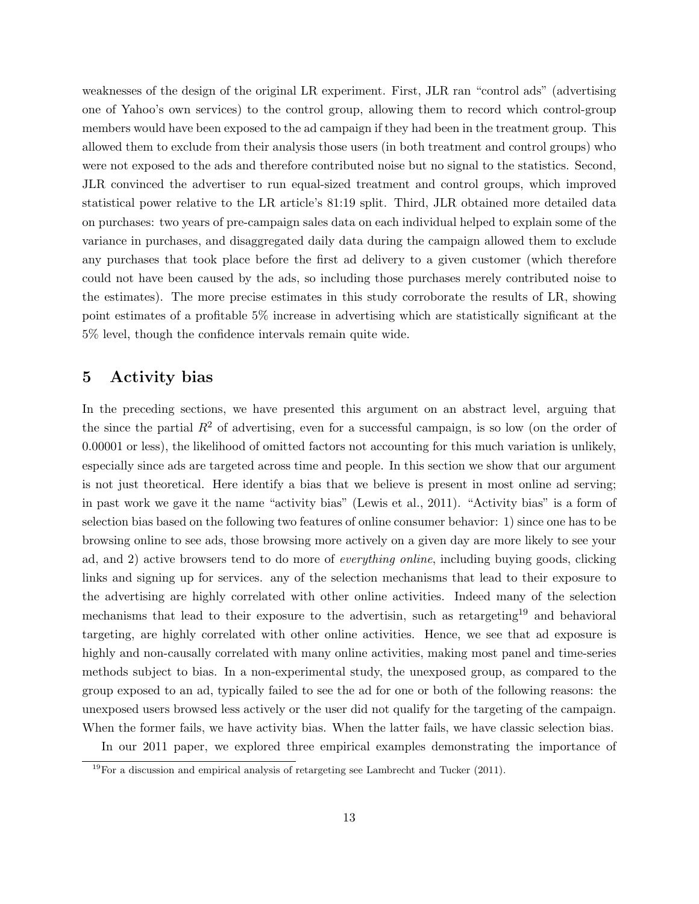weaknesses of the design of the original LR experiment. First, JLR ran "control ads" (advertising one of Yahoo's own services) to the control group, allowing them to record which control-group members would have been exposed to the ad campaign if they had been in the treatment group. This allowed them to exclude from their analysis those users (in both treatment and control groups) who were not exposed to the ads and therefore contributed noise but no signal to the statistics. Second, JLR convinced the advertiser to run equal-sized treatment and control groups, which improved statistical power relative to the LR article's 81:19 split. Third, JLR obtained more detailed data on purchases: two years of pre-campaign sales data on each individual helped to explain some of the variance in purchases, and disaggregated daily data during the campaign allowed them to exclude any purchases that took place before the first ad delivery to a given customer (which therefore could not have been caused by the ads, so including those purchases merely contributed noise to the estimates). The more precise estimates in this study corroborate the results of LR, showing point estimates of a profitable 5% increase in advertising which are statistically significant at the 5% level, though the confidence intervals remain quite wide.

## 5 Activity bias

In the preceding sections, we have presented this argument on an abstract level, arguing that the since the partial $R^2$ of advertising, even for a successful campaign, is so low (on the order of 0.00001 or less), the likelihood of omitted factors not accounting for this much variation is unlikely, especially since ads are targeted across time and people. In this section we show that our argument is not just theoretical. Here identify a bias that we believe is present in most online ad serving; in past work we gave it the name "activity bias" (Lewis et al., 2011). "Activity bias" is a form of selection bias based on the following two features of online consumer behavior: 1) since one has to be browsing online to see ads, those browsing more actively on a given day are more likely to see your ad, and 2) active browsers tend to do more of *everything online*, including buying goods, clicking links and signing up for services. any of the selection mechanisms that lead to their exposure to the advertising are highly correlated with other online activities. Indeed many of the selection mechanisms that lead to their exposure to the advertisin, such as retargeting[19] and behavioral targeting, are highly correlated with other online activities. Hence, we see that ad exposure is highly and non-causally correlated with many online activities, making most panel and time-series methods subject to bias. In a non-experimental study, the unexposed group, as compared to the group exposed to an ad, typically failed to see the ad for one or both of the following reasons: the unexposed users browsed less actively or the user did not qualify for the targeting of the campaign. When the former fails, we have activity bias. When the latter fails, we have classic selection bias.

In our 2011 paper, we explored three empirical examples demonstrating the importance of

[19] For a discussion and empirical analysis of retargeting see Lambrecht and Tucker (2011).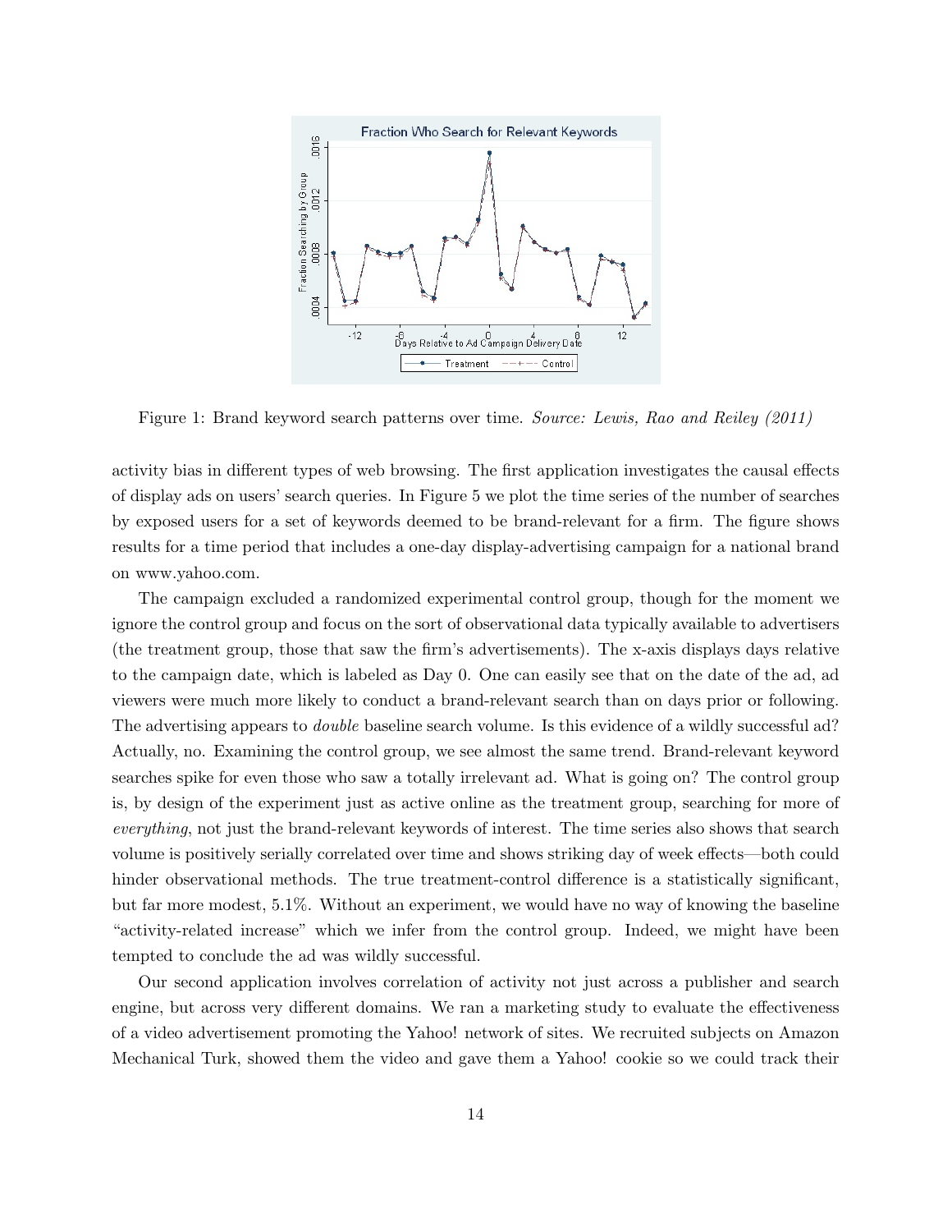Figure 1: Brand keyword search patterns over time. *Source: Lewis, Rao and Reiley (2011)*

activity bias in different types of web browsing. The first application investigates the causal effects of display ads on users' search queries. In Figure 5 we plot the time series of the number of searches by exposed users for a set of keywords deemed to be brand-relevant for a firm. The figure shows results for a time period that includes a one-day display-advertising campaign for a national brand on www.yahoo.com.

The campaign excluded a randomized experimental control group, though for the moment we ignore the control group and focus on the sort of observational data typically available to advertisers (the treatment group, those that saw the firm's advertisements). The x-axis displays days relative to the campaign date, which is labeled as Day 0. One can easily see that on the date of the ad, ad viewers were much more likely to conduct a brand-relevant search than on days prior or following. The advertising appears to *double* baseline search volume. Is this evidence of a wildly successful ad? Actually, no. Examining the control group, we see almost the same trend. Brand-relevant keyword searches spike for even those who saw a totally irrelevant ad. What is going on? The control group is, by design of the experiment just as active online as the treatment group, searching for more of *everything*, not just the brand-relevant keywords of interest. The time series also shows that search volume is positively serially correlated over time and shows striking day of week effects—both could hinder observational methods. The true treatment-control difference is a statistically significant, but far more modest, 5.1%. Without an experiment, we would have no way of knowing the baseline "activity-related increase" which we infer from the control group. Indeed, we might have been tempted to conclude the ad was wildly successful.

Our second application involves correlation of activity not just across a publisher and search engine, but across very different domains. We ran a marketing study to evaluate the effectiveness of a video advertisement promoting the Yahoo! network of sites. We recruited subjects on Amazon Mechanical Turk, showed them the video and gave them a Yahoo! cookie so we could track their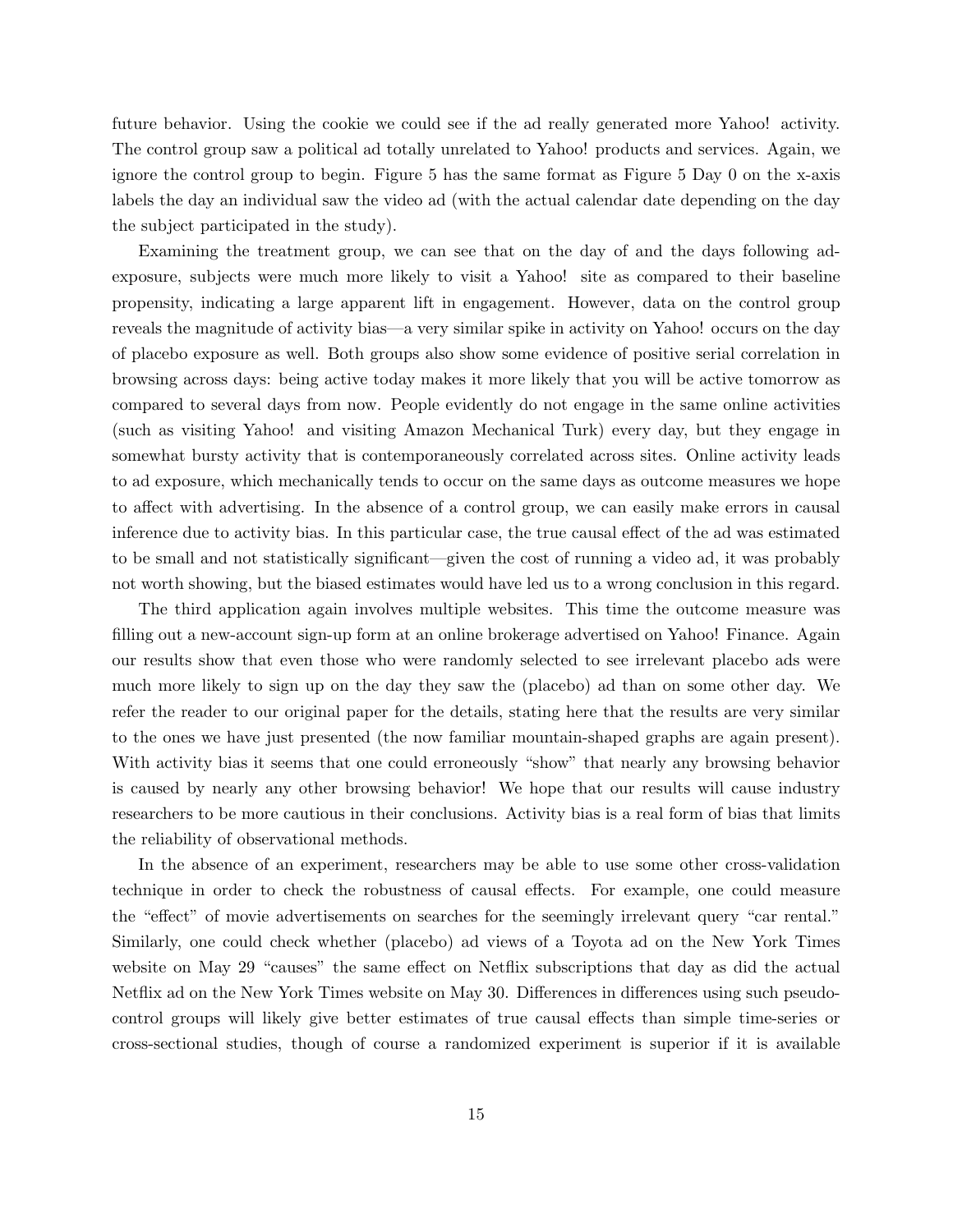future behavior. Using the cookie we could see if the ad really generated more Yahoo! activity. The control group saw a political ad totally unrelated to Yahoo! products and services. Again, we ignore the control group to begin. Figure 5 has the same format as Figure 5 Day 0 on the x-axis labels the day an individual saw the video ad (with the actual calendar date depending on the day the subject participated in the study).

Examining the treatment group, we can see that on the day of and the days following ad-exposure, subjects were much more likely to visit a Yahoo! site as compared to their baseline propensity, indicating a large apparent lift in engagement. However, data on the control group reveals the magnitude of activity bias—a very similar spike in activity on Yahoo! occurs on the day of placebo exposure as well. Both groups also show some evidence of positive serial correlation in browsing across days: being active today makes it more likely that you will be active tomorrow as compared to several days from now. People evidently do not engage in the same online activities (such as visiting Yahoo! and visiting Amazon Mechanical Turk) every day, but they engage in somewhat bursty activity that is contemporaneously correlated across sites. Online activity leads to ad exposure, which mechanically tends to occur on the same days as outcome measures we hope to affect with advertising. In the absence of a control group, we can easily make errors in causal inference due to activity bias. In this particular case, the true causal effect of the ad was estimated to be small and not statistically significant—given the cost of running a video ad, it was probably not worth showing, but the biased estimates would have led us to a wrong conclusion in this regard.

The third application again involves multiple websites. This time the outcome measure was filling out a new-account sign-up form at an online brokerage advertised on Yahoo! Finance. Again our results show that even those who were randomly selected to see irrelevant placebo ads were much more likely to sign up on the day they saw the (placebo) ad than on some other day. We refer the reader to our original paper for the details, stating here that the results are very similar to the ones we have just presented (the now familiar mountain-shaped graphs are again present). With activity bias it seems that one could erroneously "show" that nearly any browsing behavior is caused by nearly any other browsing behavior! We hope that our results will cause industry researchers to be more cautious in their conclusions. Activity bias is a real form of bias that limits the reliability of observational methods.

In the absence of an experiment, researchers may be able to use some other cross-validation technique in order to check the robustness of causal effects. For example, one could measure the "effect" of movie advertisements on searches for the seemingly irrelevant query "car rental." Similarly, one could check whether (placebo) ad views of a Toyota ad on the New York Times website on May 29 "causes" the same effect on Netflix subscriptions that day as did the actual Netflix ad on the New York Times website on May 30. Differences in differences using such pseudo-control groups will likely give better estimates of true causal effects than simple time-series or cross-sectional studies, though of course a randomized experiment is superior if it is available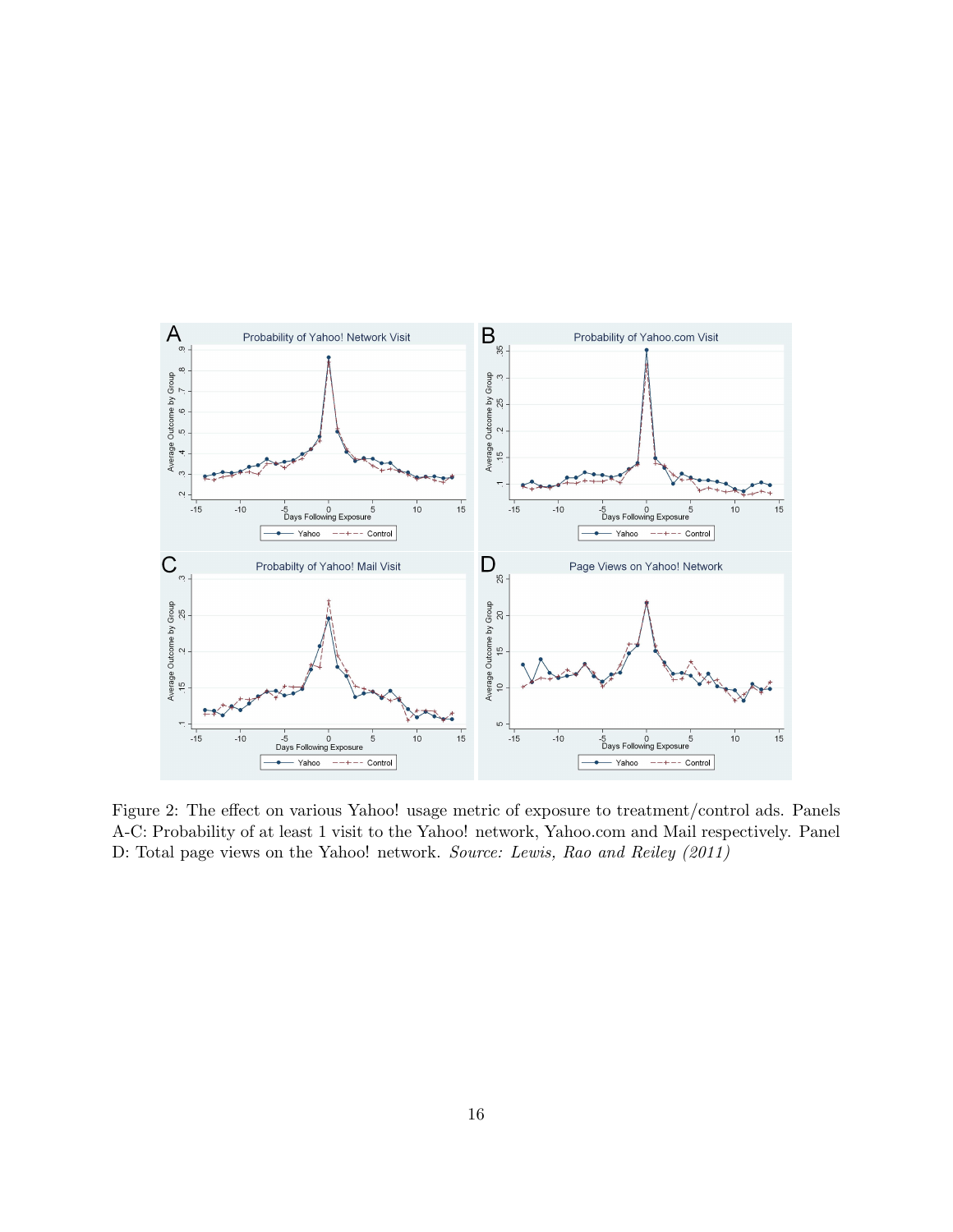Figure 2: The effect on various Yahoo! usage metric of exposure to treatment/control ads. Panels A-C: Probability of at least 1 visit to the Yahoo! network, Yahoo.com and Mail respectively. Panel D: Total page views on the Yahoo! network. *Source: Lewis, Rao and Reiley (2011)*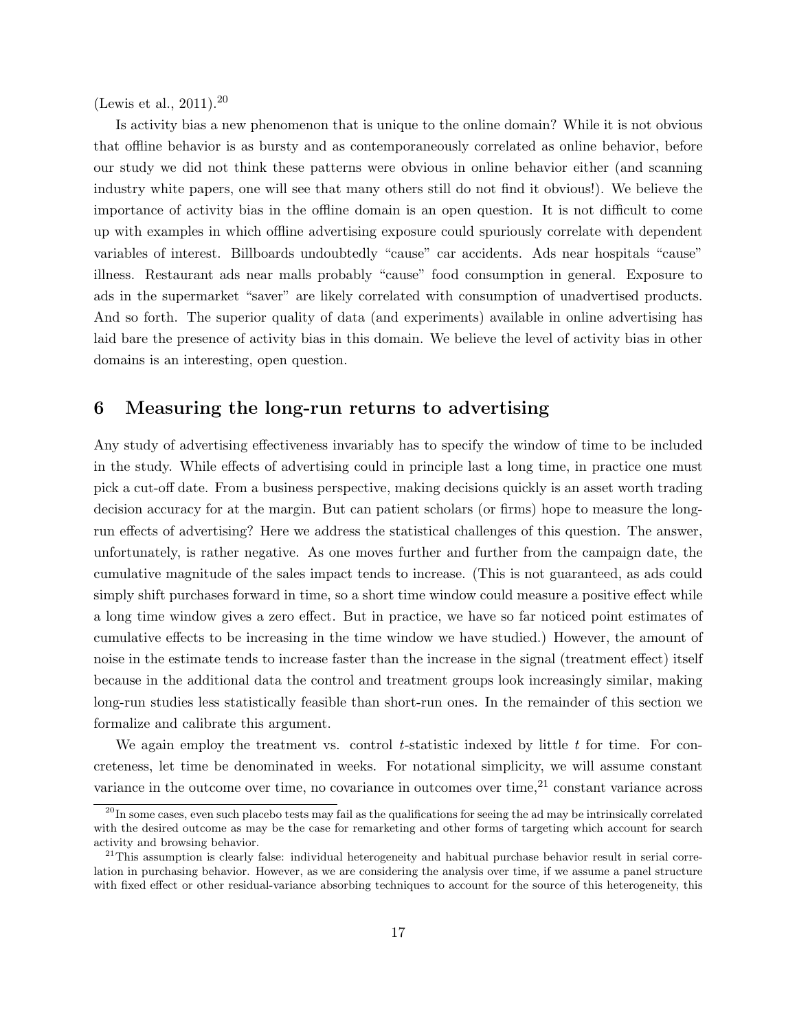(Lewis et al., 2011).[20]

Is activity bias a new phenomenon that is unique to the online domain? While it is not obvious that offline behavior is as bursty and as contemporaneously correlated as online behavior, before our study we did not think these patterns were obvious in online behavior either (and scanning industry white papers, one will see that many others still do not find it obvious!). We believe the importance of activity bias in the offline domain is an open question. It is not difficult to come up with examples in which offline advertising exposure could spuriously correlate with dependent variables of interest. Billboards undoubtedly "cause" car accidents. Ads near hospitals "cause" illness. Restaurant ads near malls probably "cause" food consumption in general. Exposure to ads in the supermarket "saver" are likely correlated with consumption of unadvertised products. And so forth. The superior quality of data (and experiments) available in online advertising has laid bare the presence of activity bias in this domain. We believe the level of activity bias in other domains is an interesting, open question.

## 6 Measuring the long-run returns to advertising

Any study of advertising effectiveness invariably has to specify the window of time to be included in the study. While effects of advertising could in principle last a long time, in practice one must pick a cut-off date. From a business perspective, making decisions quickly is an asset worth trading decision accuracy for at the margin. But can patient scholars (or firms) hope to measure the long-run effects of advertising? Here we address the statistical challenges of this question. The answer, unfortunately, is rather negative. As one moves further and further from the campaign date, the cumulative magnitude of the sales impact tends to increase. (This is not guaranteed, as ads could simply shift purchases forward in time, so a short time window could measure a positive effect while a long time window gives a zero effect. But in practice, we have so far noticed point estimates of cumulative effects to be increasing in the time window we have studied.) However, the amount of noise in the estimate tends to increase faster than the increase in the signal (treatment effect) itself because in the additional data the control and treatment groups look increasingly similar, making long-run studies less statistically feasible than short-run ones. In the remainder of this section we formalize and calibrate this argument.

We again employ the treatment vs. control $t$-statistic indexed by little $t$ for time. For concreteness, let time be denominated in weeks. For notational simplicity, we will assume constant variance in the outcome over time, no covariance in outcomes over time,[21] constant variance across

[20] In some cases, even such placebo tests may fail as the qualifications for seeing the ad may be intrinsically correlated with the desired outcome as may be the case for remarketing and other forms of targeting which account for search activity and browsing behavior.

[21] This assumption is clearly false: individual heterogeneity and habitual purchase behavior result in serial correlation in purchasing behavior. However, as we are considering the analysis over time, if we assume a panel structure with fixed effect or other residual-variance absorbing techniques to account for the source of this heterogeneity, this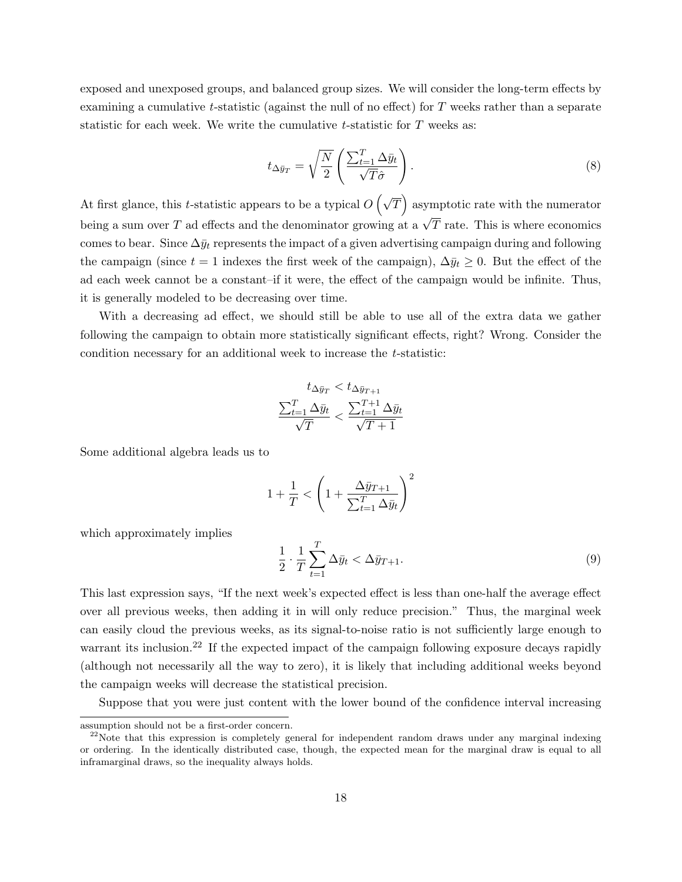exposed and unexposed groups, and balanced group sizes. We will consider the long-term effects by examining a cumulative $t$-statistic (against the null of no effect) for $T$ weeks rather than a separate statistic for each week. We write the cumulative $t$-statistic for $T$ weeks as:

$$t_{\Delta \bar{y}_T} = \sqrt{\frac{N}{2}} \left( \frac{\sum_{t=1}^{T} \Delta \bar{y}_t}{\sqrt{T} \hat{\sigma}} \right). \tag{8}$$

At first glance, this $t$-statistic appears to be a typical $O\left(\sqrt{T}\right)$ asymptotic rate with the numerator being a sum over $T$ ad effects and the denominator growing at a $\sqrt{T}$ rate. This is where economics comes to bear. Since $\Delta \bar{y}_t$ represents the impact of a given advertising campaign during and following the campaign (since $t = 1$ indexes the first week of the campaign), $\Delta \bar{y}_t \geq 0$. But the effect of the ad each week cannot be a constant–if it were, the effect of the campaign would be infinite. Thus, it is generally modeled to be decreasing over time.

With a decreasing ad effect, we should still be able to use all of the extra data we gather following the campaign to obtain more statistically significant effects, right? Wrong. Consider the condition necessary for an additional week to increase the $t$-statistic:

$$t_{\Delta \bar{y}_T} < t_{\Delta \bar{y}_{T+1}}$$

$$\frac{\sum_{t=1}^{T} \Delta \bar{y}_t}{\sqrt{T}} < \frac{\sum_{t=1}^{T+1} \Delta \bar{y}_t}{\sqrt{T+1}}$$

Some additional algebra leads us to

$$1 + \frac{1}{T} < \left( 1 + \frac{\Delta \bar{y}_{T+1}}{\sum_{t=1}^{T} \Delta \bar{y}_t} \right)^2$$

which approximately implies

$$\frac{1}{2} \cdot \frac{1}{T} \sum_{t=1}^{T} \Delta \bar{y}_t < \Delta \bar{y}_{T+1}. \tag{9}$$

This last expression says, "If the next week's expected effect is less than one-half the average effect over all previous weeks, then adding it in will only reduce precision." Thus, the marginal week can easily cloud the previous weeks, as its signal-to-noise ratio is not sufficiently large enough to warrant its inclusion.[22] If the expected impact of the campaign following exposure decays rapidly (although not necessarily all the way to zero), it is likely that including additional weeks beyond the campaign weeks will decrease the statistical precision.

Suppose that you were just content with the lower bound of the confidence interval increasing

assumption should not be a first-order concern.

[22] Note that this expression is completely general for independent random draws under any marginal indexing or ordering. In the identically distributed case, though, the expected mean for the marginal draw is equal to all inframarginal draws, so the inequality always holds.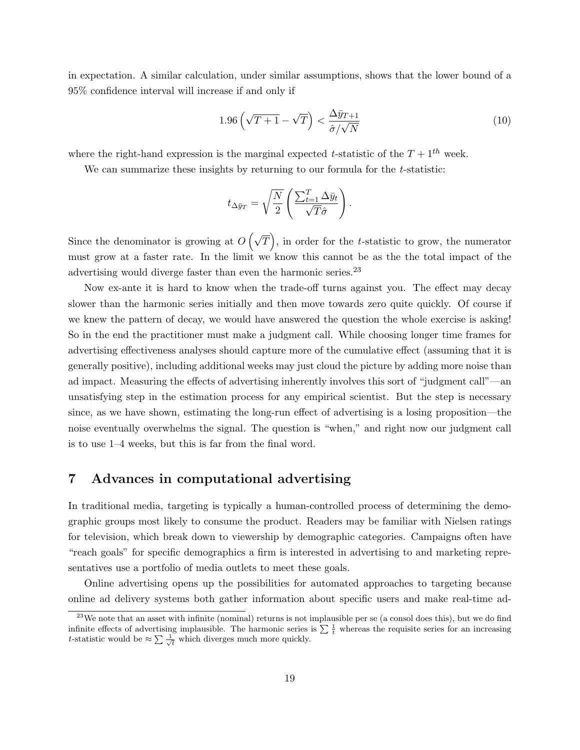in expectation. A similar calculation, under similar assumptions, shows that the lower bound of a 95% confidence interval will increase if and only if

$$1.96\left(\sqrt{T+1}-\sqrt{T}\right) < \frac{\Delta \bar{y}_{T+1}}{\hat{\sigma}/\sqrt{N}} \tag{10}$$

where the right-hand expression is the marginal expected $t$-statistic of the $T+1^{th}$ week.

We can summarize these insights by returning to our formula for the $t$-statistic:

$$t_{\Delta \bar{y}_T} = \sqrt{\frac{N}{2}}\left(\frac{\sum_{t=1}^{T}\Delta \bar{y}_t}{\sqrt{T}\hat{\sigma}}\right).$$

Since the denominator is growing at $O\left(\sqrt{T}\right)$, in order for the $t$-statistic to grow, the numerator must grow at a faster rate. In the limit we know this cannot be as the the total impact of the advertising would diverge faster than even the harmonic series.[23]

Now ex-ante it is hard to know when the trade-off turns against you. The effect may decay slower than the harmonic series initially and then move towards zero quite quickly. Of course if we knew the pattern of decay, we would have answered the question the whole exercise is asking! So in the end the practitioner must make a judgment call. While choosing longer time frames for advertising effectiveness analyses should capture more of the cumulative effect (assuming that it is generally positive), including additional weeks may just cloud the picture by adding more noise than ad impact. Measuring the effects of advertising inherently involves this sort of "judgment call"—an unsatisfying step in the estimation process for any empirical scientist. But the step is necessary since, as we have shown, estimating the long-run effect of advertising is a losing proposition—the noise eventually overwhelms the signal. The question is "when," and right now our judgment call is to use 1–4 weeks, but this is far from the final word.

# 7 Advances in computational advertising

In traditional media, targeting is typically a human-controlled process of determining the demographic groups most likely to consume the product. Readers may be familiar with Nielsen ratings for television, which break down to viewership by demographic categories. Campaigns often have "reach goals" for specific demographics a firm is interested in advertising to and marketing representatives use a portfolio of media outlets to meet these goals.

Online advertising opens up the possibilities for automated approaches to targeting because online ad delivery systems both gather information about specific users and make real-time ad-

[23] We note that an asset with infinite (nominal) returns is not implausible per se (a consol does this), but we do find infinite effects of advertising implausible. The harmonic series is $\sum \frac{1}{t}$ whereas the requisite series for an increasing $t$-statistic would be $\approx \sum \frac{1}{\sqrt{t}}$ which diverges much more quickly.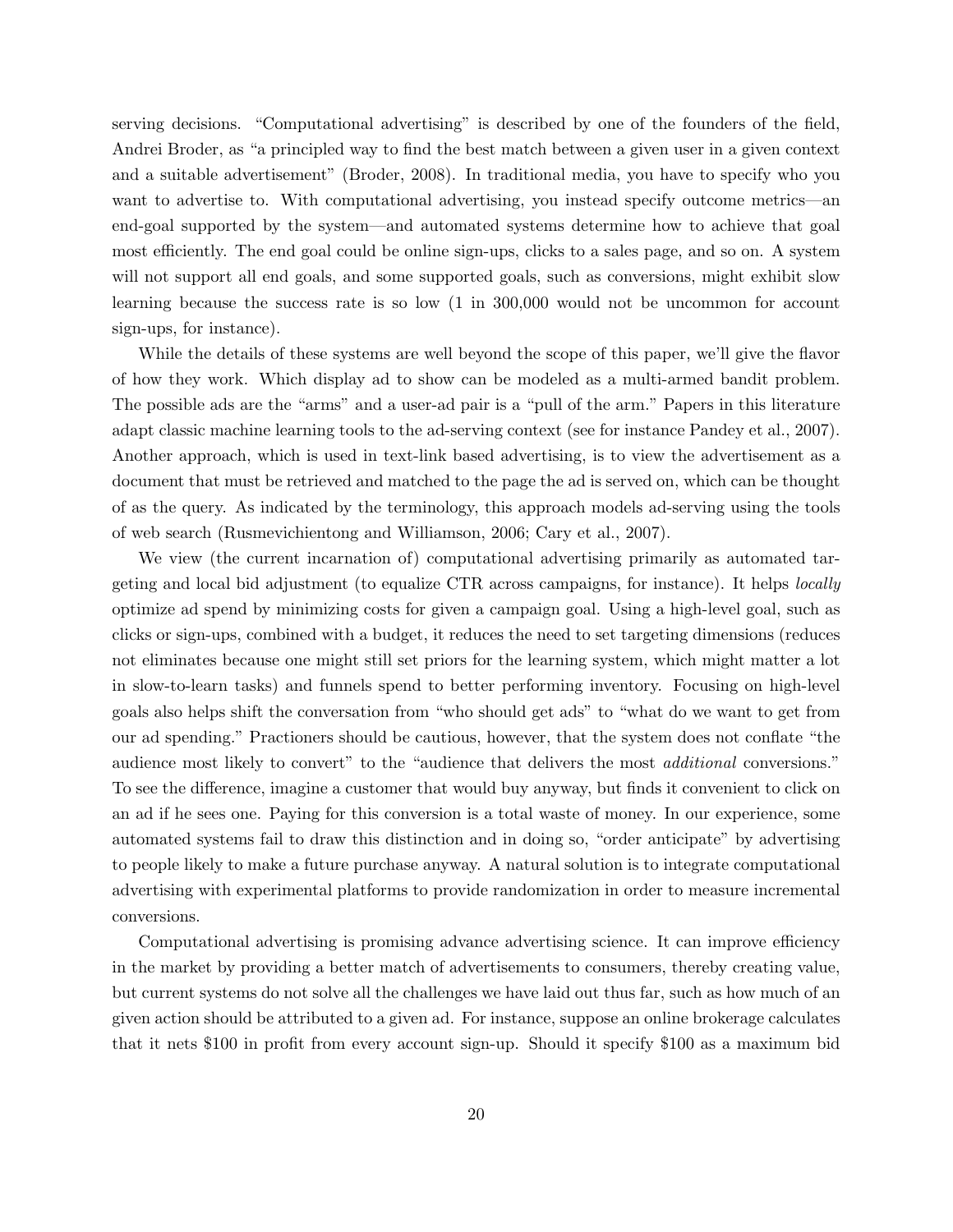serving decisions. "Computational advertising" is described by one of the founders of the field, Andrei Broder, as "a principled way to find the best match between a given user in a given context and a suitable advertisement" (Broder, 2008). In traditional media, you have to specify who you want to advertise to. With computational advertising, you instead specify outcome metrics—an end-goal supported by the system—and automated systems determine how to achieve that goal most efficiently. The end goal could be online sign-ups, clicks to a sales page, and so on. A system will not support all end goals, and some supported goals, such as conversions, might exhibit slow learning because the success rate is so low (1 in 300,000 would not be uncommon for account sign-ups, for instance).

While the details of these systems are well beyond the scope of this paper, we'll give the flavor of how they work. Which display ad to show can be modeled as a multi-armed bandit problem. The possible ads are the "arms" and a user-ad pair is a "pull of the arm." Papers in this literature adapt classic machine learning tools to the ad-serving context (see for instance Pandey et al., 2007). Another approach, which is used in text-link based advertising, is to view the advertisement as a document that must be retrieved and matched to the page the ad is served on, which can be thought of as the query. As indicated by the terminology, this approach models ad-serving using the tools of web search (Rusmevichientong and Williamson, 2006; Cary et al., 2007).

We view (the current incarnation of) computational advertising primarily as automated targeting and local bid adjustment (to equalize CTR across campaigns, for instance). It helps *locally* optimize ad spend by minimizing costs for given a campaign goal. Using a high-level goal, such as clicks or sign-ups, combined with a budget, it reduces the need to set targeting dimensions (reduces not eliminates because one might still set priors for the learning system, which might matter a lot in slow-to-learn tasks) and funnels spend to better performing inventory. Focusing on high-level goals also helps shift the conversation from "who should get ads" to "what do we want to get from our ad spending." Practioners should be cautious, however, that the system does not conflate "the audience most likely to convert" to the "audience that delivers the most *additional* conversions." To see the difference, imagine a customer that would buy anyway, but finds it convenient to click on an ad if he sees one. Paying for this conversion is a total waste of money. In our experience, some automated systems fail to draw this distinction and in doing so, "order anticipate" by advertising to people likely to make a future purchase anyway. A natural solution is to integrate computational advertising with experimental platforms to provide randomization in order to measure incremental conversions.

Computational advertising is promising advance advertising science. It can improve efficiency in the market by providing a better match of advertisements to consumers, thereby creating value, but current systems do not solve all the challenges we have laid out thus far, such as how much of an given action should be attributed to a given ad. For instance, suppose an online brokerage calculates that it nets \$100 in profit from every account sign-up. Should it specify \$100 as a maximum bid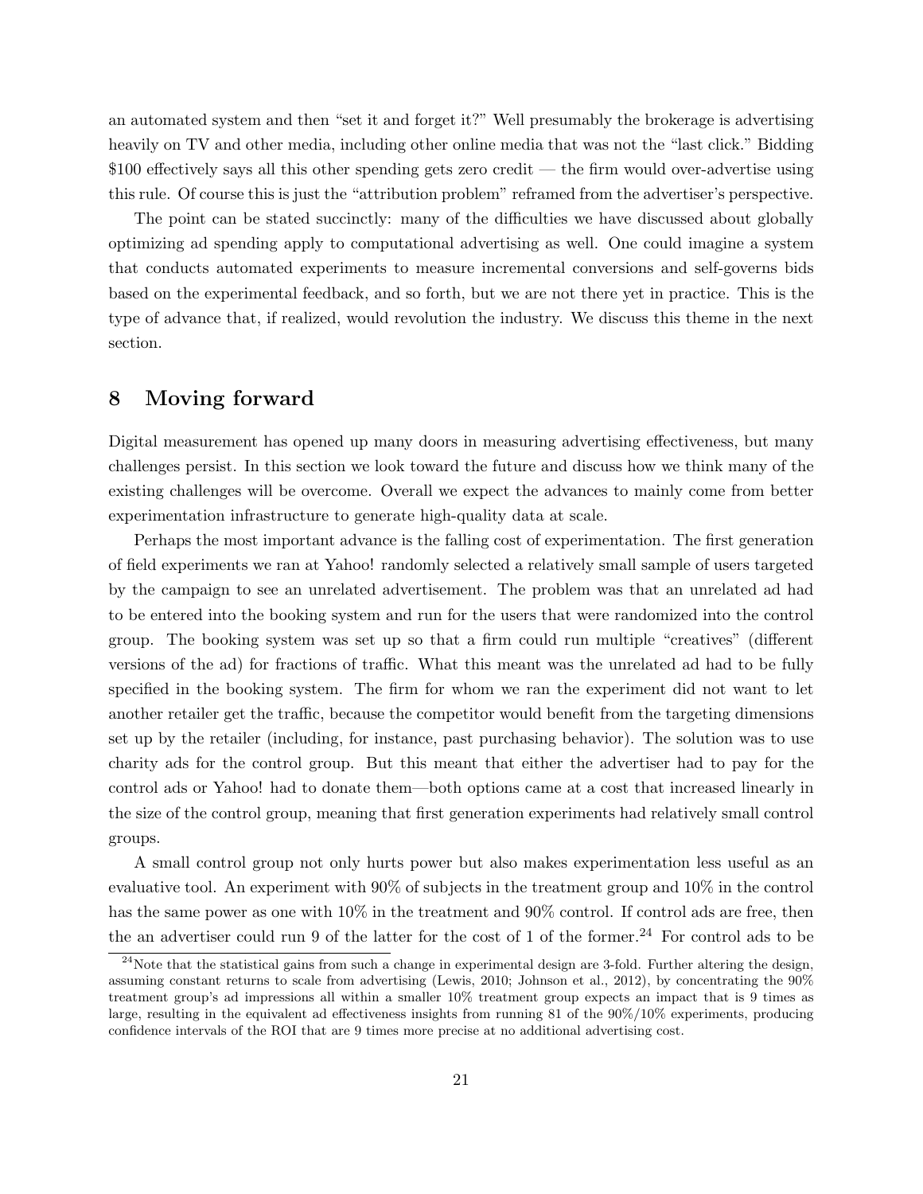an automated system and then "set it and forget it?" Well presumably the brokerage is advertising heavily on TV and other media, including other online media that was not the "last click." Bidding $100 effectively says all this other spending gets zero credit — the firm would over-advertise using this rule. Of course this is just the "attribution problem" reframed from the advertiser's perspective.

The point can be stated succinctly: many of the difficulties we have discussed about globally optimizing ad spending apply to computational advertising as well. One could imagine a system that conducts automated experiments to measure incremental conversions and self-governs bids based on the experimental feedback, and so forth, but we are not there yet in practice. This is the type of advance that, if realized, would revolution the industry. We discuss this theme in the next section.

# 8 Moving forward

Digital measurement has opened up many doors in measuring advertising effectiveness, but many challenges persist. In this section we look toward the future and discuss how we think many of the existing challenges will be overcome. Overall we expect the advances to mainly come from better experimentation infrastructure to generate high-quality data at scale.

Perhaps the most important advance is the falling cost of experimentation. The first generation of field experiments we ran at Yahoo! randomly selected a relatively small sample of users targeted by the campaign to see an unrelated advertisement. The problem was that an unrelated ad had to be entered into the booking system and run for the users that were randomized into the control group. The booking system was set up so that a firm could run multiple "creatives" (different versions of the ad) for fractions of traffic. What this meant was the unrelated ad had to be fully specified in the booking system. The firm for whom we ran the experiment did not want to let another retailer get the traffic, because the competitor would benefit from the targeting dimensions set up by the retailer (including, for instance, past purchasing behavior). The solution was to use charity ads for the control group. But this meant that either the advertiser had to pay for the control ads or Yahoo! had to donate them—both options came at a cost that increased linearly in the size of the control group, meaning that first generation experiments had relatively small control groups.

A small control group not only hurts power but also makes experimentation less useful as an evaluative tool. An experiment with 90% of subjects in the treatment group and 10% in the control has the same power as one with 10% in the treatment and 90% control. If control ads are free, then the an advertiser could run 9 of the latter for the cost of 1 of the former.[24] For control ads to be

[24] Note that the statistical gains from such a change in experimental design are 3-fold. Further altering the design, assuming constant returns to scale from advertising (Lewis, 2010; Johnson et al., 2012), by concentrating the 90% treatment group's ad impressions all within a smaller 10% treatment group expects an impact that is 9 times as large, resulting in the equivalent ad effectiveness insights from running 81 of the 90%/10% experiments, producing confidence intervals of the ROI that are 9 times more precise at no additional advertising cost.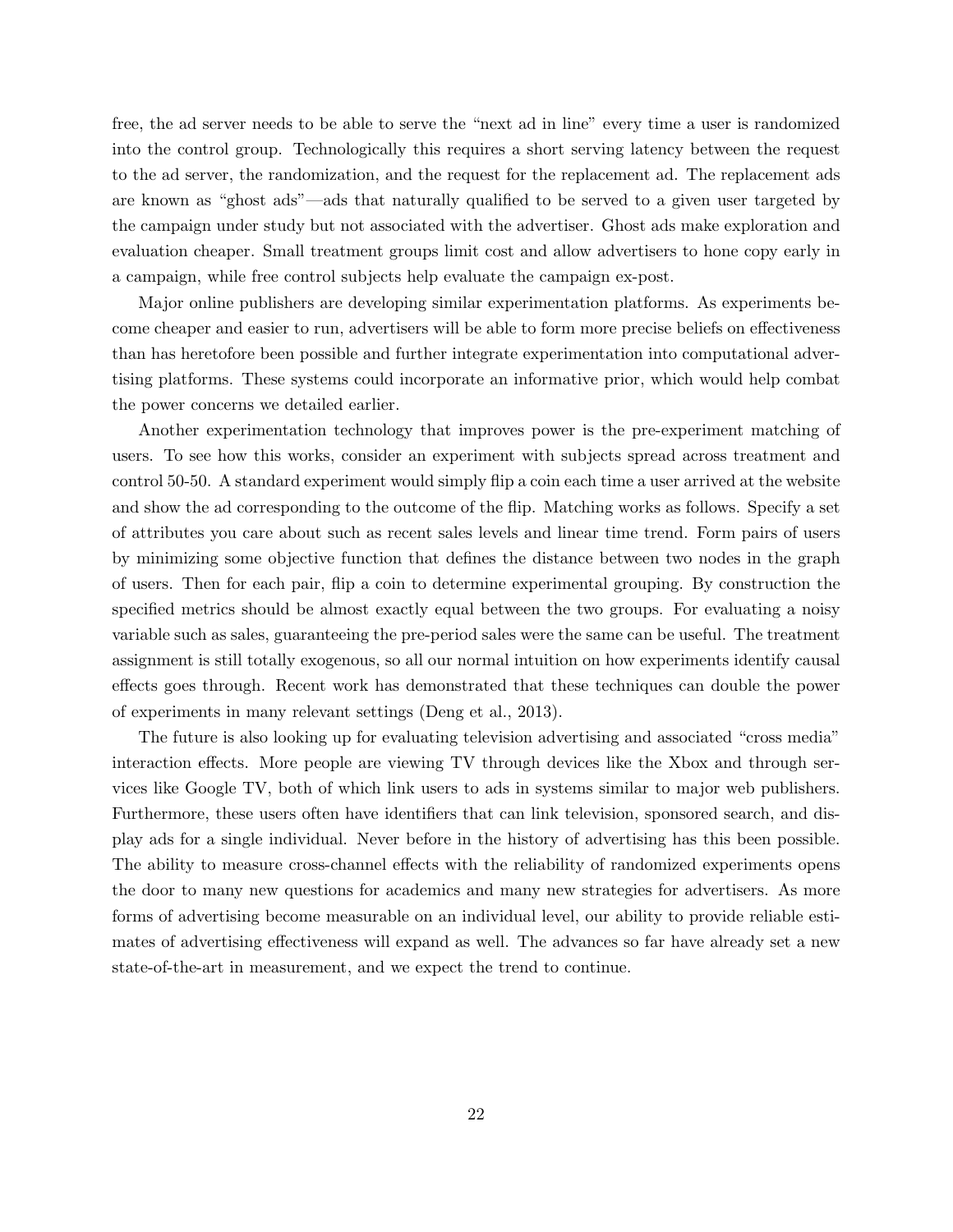free, the ad server needs to be able to serve the "next ad in line" every time a user is randomized into the control group. Technologically this requires a short serving latency between the request to the ad server, the randomization, and the request for the replacement ad. The replacement ads are known as "ghost ads"—ads that naturally qualified to be served to a given user targeted by the campaign under study but not associated with the advertiser. Ghost ads make exploration and evaluation cheaper. Small treatment groups limit cost and allow advertisers to hone copy early in a campaign, while free control subjects help evaluate the campaign ex-post.

Major online publishers are developing similar experimentation platforms. As experiments become cheaper and easier to run, advertisers will be able to form more precise beliefs on effectiveness than has heretofore been possible and further integrate experimentation into computational advertising platforms. These systems could incorporate an informative prior, which would help combat the power concerns we detailed earlier.

Another experimentation technology that improves power is the pre-experiment matching of users. To see how this works, consider an experiment with subjects spread across treatment and control 50-50. A standard experiment would simply flip a coin each time a user arrived at the website and show the ad corresponding to the outcome of the flip. Matching works as follows. Specify a set of attributes you care about such as recent sales levels and linear time trend. Form pairs of users by minimizing some objective function that defines the distance between two nodes in the graph of users. Then for each pair, flip a coin to determine experimental grouping. By construction the specified metrics should be almost exactly equal between the two groups. For evaluating a noisy variable such as sales, guaranteeing the pre-period sales were the same can be useful. The treatment assignment is still totally exogenous, so all our normal intuition on how experiments identify causal effects goes through. Recent work has demonstrated that these techniques can double the power of experiments in many relevant settings (Deng et al., 2013).

The future is also looking up for evaluating television advertising and associated "cross media" interaction effects. More people are viewing TV through devices like the Xbox and through services like Google TV, both of which link users to ads in systems similar to major web publishers. Furthermore, these users often have identifiers that can link television, sponsored search, and display ads for a single individual. Never before in the history of advertising has this been possible. The ability to measure cross-channel effects with the reliability of randomized experiments opens the door to many new questions for academics and many new strategies for advertisers. As more forms of advertising become measurable on an individual level, our ability to provide reliable estimates of advertising effectiveness will expand as well. The advances so far have already set a new state-of-the-art in measurement, and we expect the trend to continue.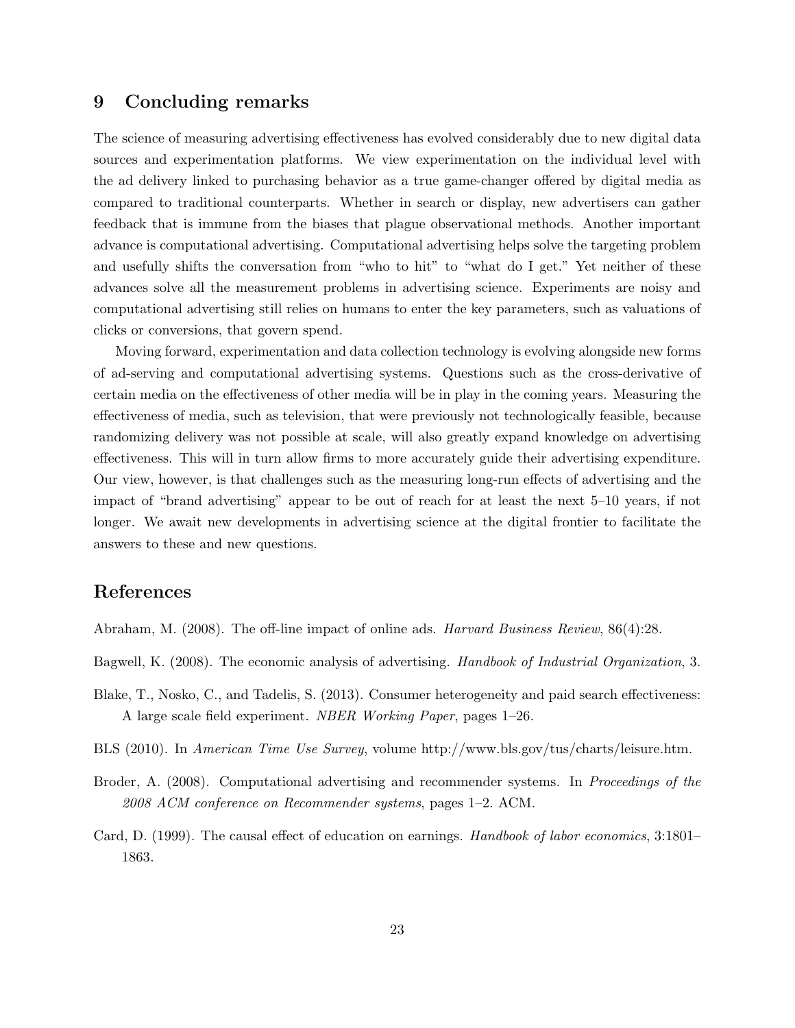## 9 Concluding remarks

The science of measuring advertising effectiveness has evolved considerably due to new digital data sources and experimentation platforms. We view experimentation on the individual level with the ad delivery linked to purchasing behavior as a true game-changer offered by digital media as compared to traditional counterparts. Whether in search or display, new advertisers can gather feedback that is immune from the biases that plague observational methods. Another important advance is computational advertising. Computational advertising helps solve the targeting problem and usefully shifts the conversation from "who to hit" to "what do I get." Yet neither of these advances solve all the measurement problems in advertising science. Experiments are noisy and computational advertising still relies on humans to enter the key parameters, such as valuations of clicks or conversions, that govern spend.

Moving forward, experimentation and data collection technology is evolving alongside new forms of ad-serving and computational advertising systems. Questions such as the cross-derivative of certain media on the effectiveness of other media will be in play in the coming years. Measuring the effectiveness of media, such as television, that were previously not technologically feasible, because randomizing delivery was not possible at scale, will also greatly expand knowledge on advertising effectiveness. This will in turn allow firms to more accurately guide their advertising expenditure. Our view, however, is that challenges such as the measuring long-run effects of advertising and the impact of "brand advertising" appear to be out of reach for at least the next 5–10 years, if not longer. We await new developments in advertising science at the digital frontier to facilitate the answers to these and new questions.

## References

Abraham, M. (2008). The off-line impact of online ads. *Harvard Business Review*, 86(4):28.

Bagwell, K. (2008). The economic analysis of advertising. *Handbook of Industrial Organization*, 3.

Blake, T., Nosko, C., and Tadelis, S. (2013). Consumer heterogeneity and paid search effectiveness: A large scale field experiment. *NBER Working Paper*, pages 1–26.

BLS (2010). In *American Time Use Survey*, volume http://www.bls.gov/tus/charts/leisure.htm.

Broder, A. (2008). Computational advertising and recommender systems. In *Proceedings of the 2008 ACM conference on Recommender systems*, pages 1–2. ACM.

Card, D. (1999). The causal effect of education on earnings. *Handbook of labor economics*, 3:1801–1863.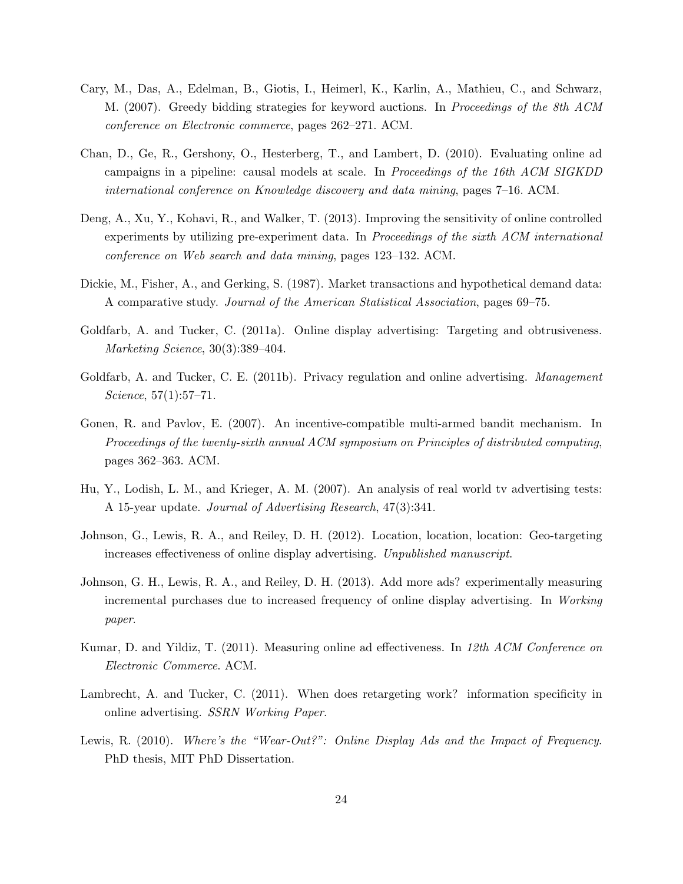Cary, M., Das, A., Edelman, B., Giotis, I., Heimerl, K., Karlin, A., Mathieu, C., and Schwarz, M. (2007). Greedy bidding strategies for keyword auctions. In *Proceedings of the 8th ACM conference on Electronic commerce*, pages 262–271. ACM.

Chan, D., Ge, R., Gershony, O., Hesterberg, T., and Lambert, D. (2010). Evaluating online ad campaigns in a pipeline: causal models at scale. In *Proceedings of the 16th ACM SIGKDD international conference on Knowledge discovery and data mining*, pages 7–16. ACM.

Deng, A., Xu, Y., Kohavi, R., and Walker, T. (2013). Improving the sensitivity of online controlled experiments by utilizing pre-experiment data. In *Proceedings of the sixth ACM international conference on Web search and data mining*, pages 123–132. ACM.

Dickie, M., Fisher, A., and Gerking, S. (1987). Market transactions and hypothetical demand data: A comparative study. *Journal of the American Statistical Association*, pages 69–75.

Goldfarb, A. and Tucker, C. (2011a). Online display advertising: Targeting and obtrusiveness. *Marketing Science*, 30(3):389–404.

Goldfarb, A. and Tucker, C. E. (2011b). Privacy regulation and online advertising. *Management Science*, 57(1):57–71.

Gonen, R. and Pavlov, E. (2007). An incentive-compatible multi-armed bandit mechanism. In *Proceedings of the twenty-sixth annual ACM symposium on Principles of distributed computing*, pages 362–363. ACM.

Hu, Y., Lodish, L. M., and Krieger, A. M. (2007). An analysis of real world tv advertising tests: A 15-year update. *Journal of Advertising Research*, 47(3):341.

Johnson, G., Lewis, R. A., and Reiley, D. H. (2012). Location, location, location: Geo-targeting increases effectiveness of online display advertising. *Unpublished manuscript*.

Johnson, G. H., Lewis, R. A., and Reiley, D. H. (2013). Add more ads? experimentally measuring incremental purchases due to increased frequency of online display advertising. In *Working paper*.

Kumar, D. and Yildiz, T. (2011). Measuring online ad effectiveness. In *12th ACM Conference on Electronic Commerce*. ACM.

Lambrecht, A. and Tucker, C. (2011). When does retargeting work? information specificity in online advertising. *SSRN Working Paper*.

Lewis, R. (2010). *Where's the "Wear-Out?": Online Display Ads and the Impact of Frequency*. PhD thesis, MIT PhD Dissertation.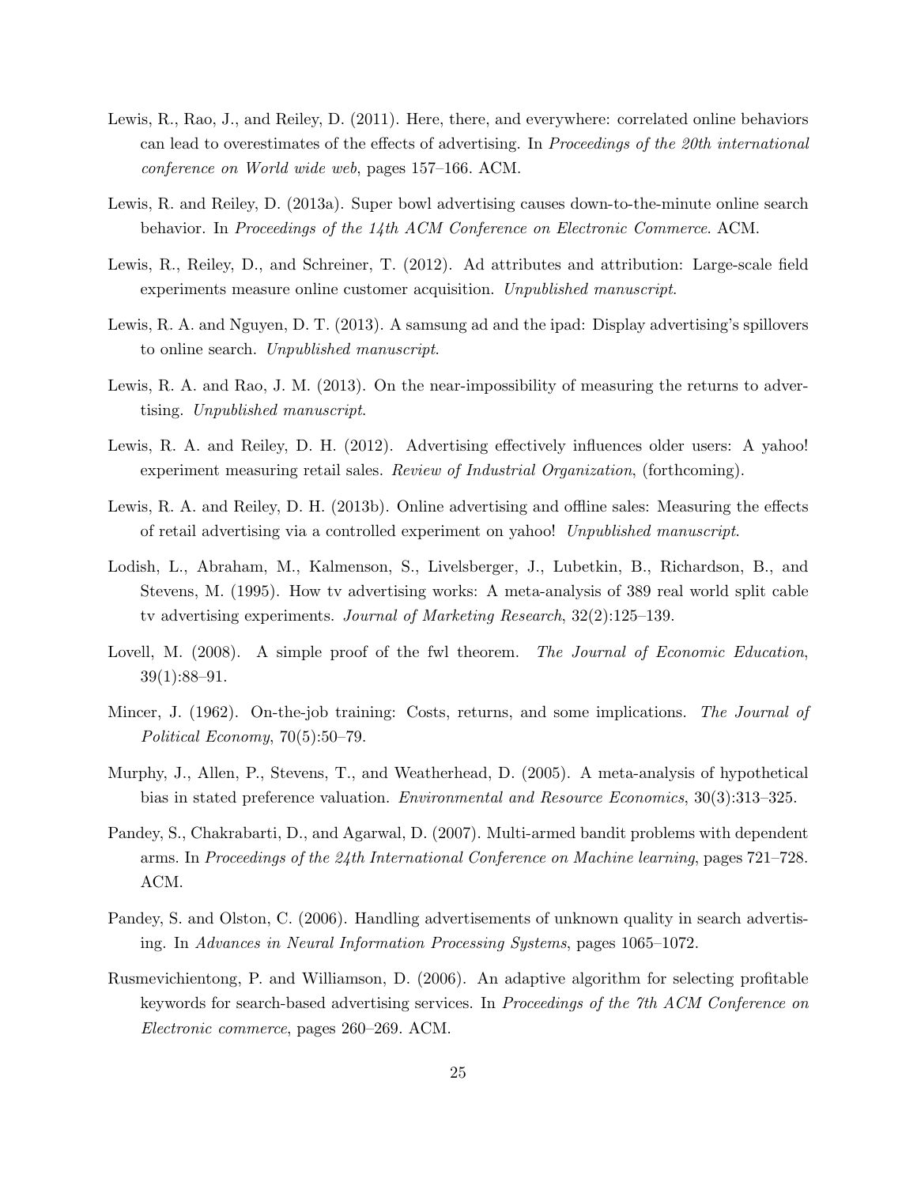Lewis, R., Rao, J., and Reiley, D. (2011). Here, there, and everywhere: correlated online behaviors can lead to overestimates of the effects of advertising. In *Proceedings of the 20th international conference on World wide web*, pages 157–166. ACM.

Lewis, R. and Reiley, D. (2013a). Super bowl advertising causes down-to-the-minute online search behavior. In *Proceedings of the 14th ACM Conference on Electronic Commerce*. ACM.

Lewis, R., Reiley, D., and Schreiner, T. (2012). Ad attributes and attribution: Large-scale field experiments measure online customer acquisition. *Unpublished manuscript*.

Lewis, R. A. and Nguyen, D. T. (2013). A samsung ad and the ipad: Display advertising's spillovers to online search. *Unpublished manuscript*.

Lewis, R. A. and Rao, J. M. (2013). On the near-impossibility of measuring the returns to advertising. *Unpublished manuscript*.

Lewis, R. A. and Reiley, D. H. (2012). Advertising effectively influences older users: A yahoo! experiment measuring retail sales. *Review of Industrial Organization*, (forthcoming).

Lewis, R. A. and Reiley, D. H. (2013b). Online advertising and offline sales: Measuring the effects of retail advertising via a controlled experiment on yahoo! *Unpublished manuscript*.

Lodish, L., Abraham, M., Kalmenson, S., Livelsberger, J., Lubetkin, B., Richardson, B., and Stevens, M. (1995). How tv advertising works: A meta-analysis of 389 real world split cable tv advertising experiments. *Journal of Marketing Research*, 32(2):125–139.

Lovell, M. (2008). A simple proof of the fwl theorem. *The Journal of Economic Education*, 39(1):88–91.

Mincer, J. (1962). On-the-job training: Costs, returns, and some implications. *The Journal of Political Economy*, 70(5):50–79.

Murphy, J., Allen, P., Stevens, T., and Weatherhead, D. (2005). A meta-analysis of hypothetical bias in stated preference valuation. *Environmental and Resource Economics*, 30(3):313–325.

Pandey, S., Chakrabarti, D., and Agarwal, D. (2007). Multi-armed bandit problems with dependent arms. In *Proceedings of the 24th International Conference on Machine learning*, pages 721–728. ACM.

Pandey, S. and Olston, C. (2006). Handling advertisements of unknown quality in search advertising. In *Advances in Neural Information Processing Systems*, pages 1065–1072.

Rusmevichientong, P. and Williamson, D. (2006). An adaptive algorithm for selecting profitable keywords for search-based advertising services. In *Proceedings of the 7th ACM Conference on Electronic commerce*, pages 260–269. ACM.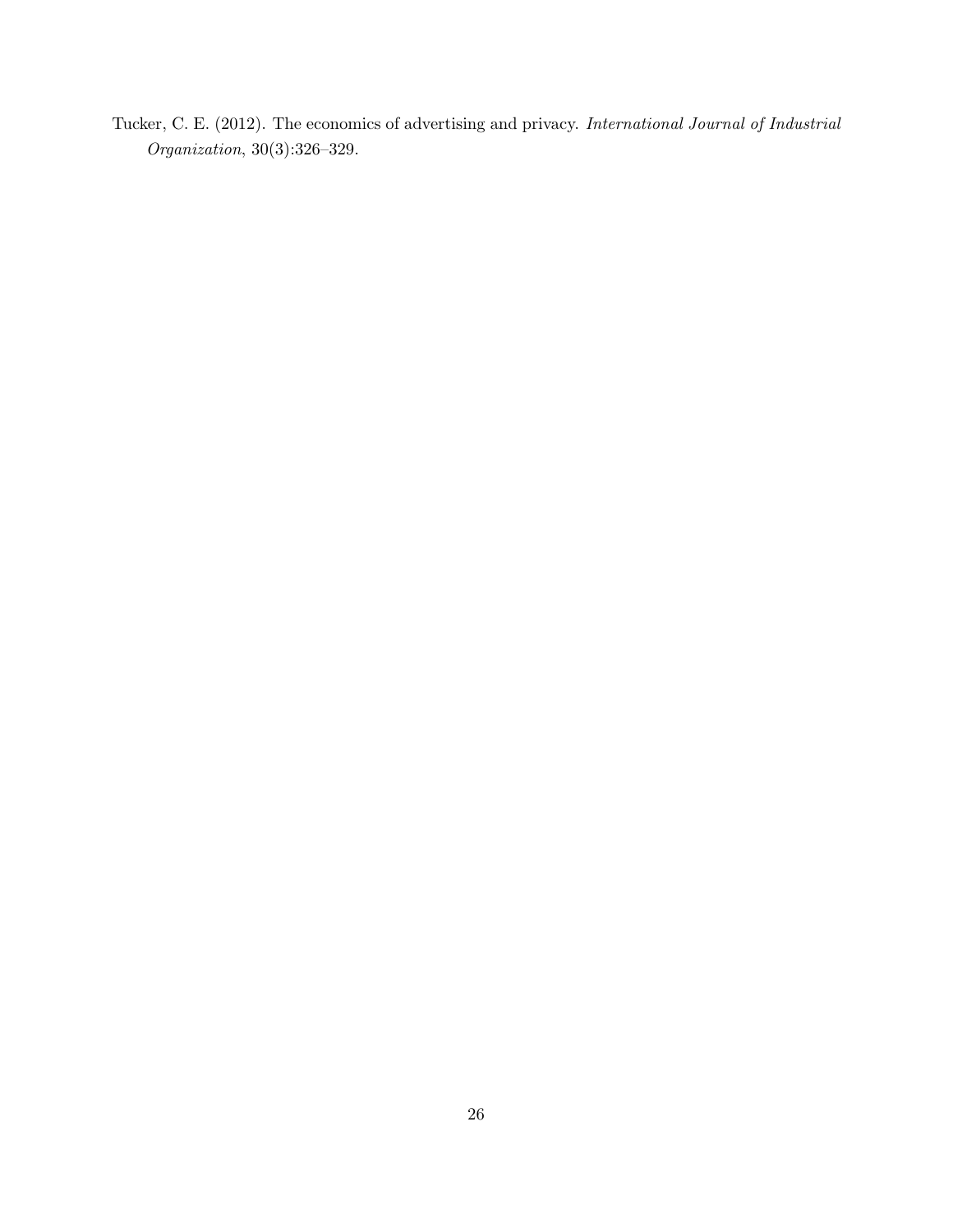Tucker, C. E. (2012). The economics of advertising and privacy. *International Journal of Industrial Organization*, 30(3):326–329.